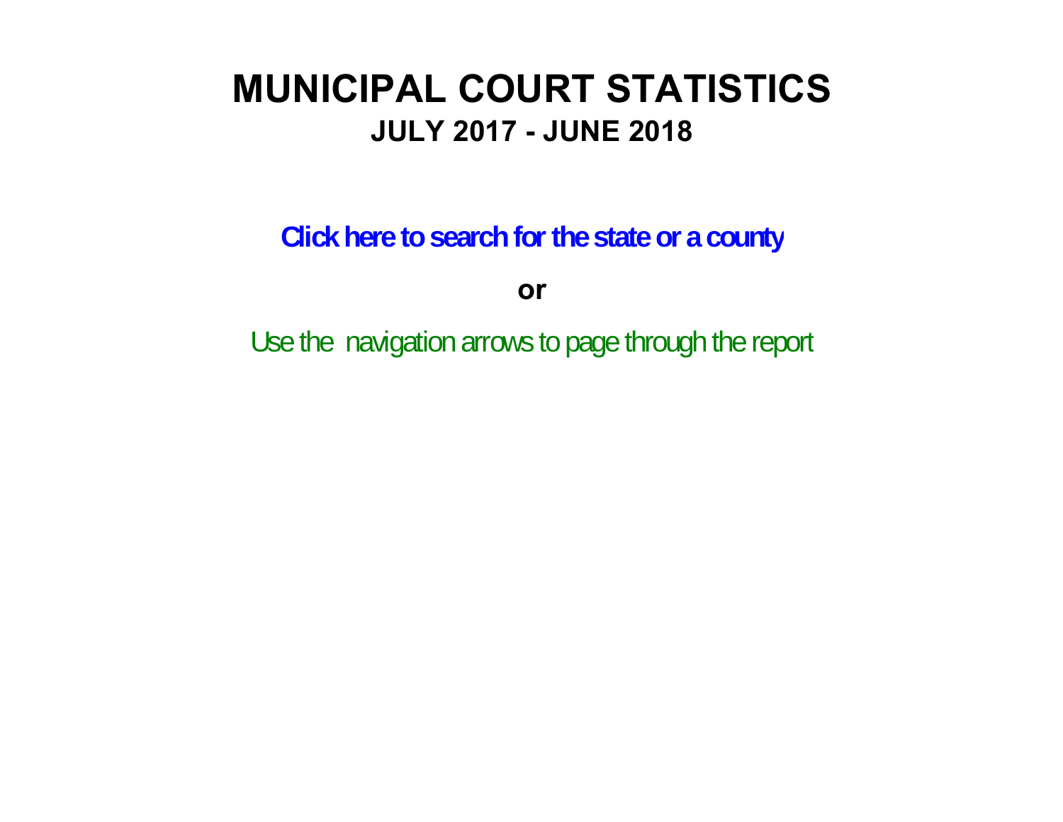# MUNICIPAL COURT STATISTICS

## JULY 2017 - JUNE 2018

**Click here to search for the state or a county**

**or**

Use the navigation arrows to page through the report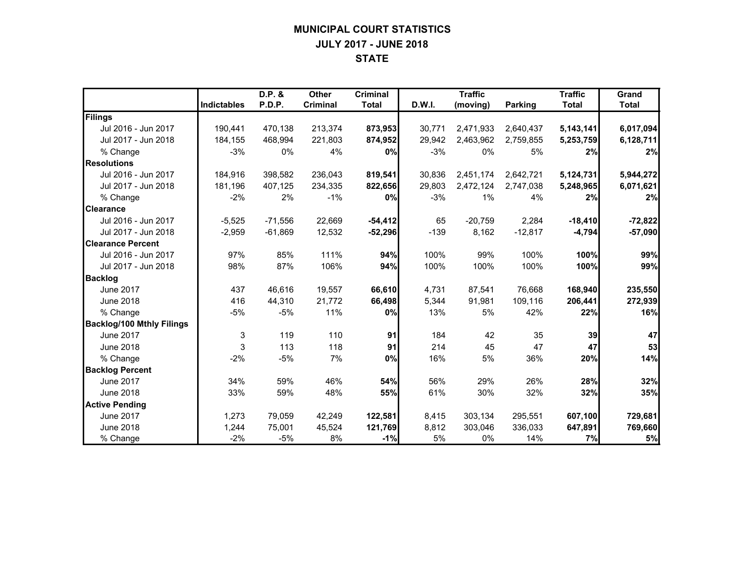# MUNICIPAL COURT STATISTICS
## JULY 2017 - JUNE 2018
## STATE

| | Indictables | D.P. & P.D.P. | Other Criminal | Criminal Total | D.W.I. | Traffic (moving) | Parking | Traffic Total | Grand Total |
|---|---|---|---|---|---|---|---|---|---|
| **Filings** | | | | | | | | | |
| Jul 2016 - Jun 2017 | 190,441 | 470,138 | 213,374 | **873,953** | 30,771 | 2,471,933 | 2,640,437 | **5,143,141** | **6,017,094** |
| Jul 2017 - Jun 2018 | 184,155 | 468,994 | 221,803 | **874,952** | 29,942 | 2,463,962 | 2,759,855 | **5,253,759** | **6,128,711** |
| % Change | -3% | 0% | 4% | **0%** | -3% | 0% | 5% | **2%** | **2%** |
| **Resolutions** | | | | | | | | | |
| Jul 2016 - Jun 2017 | 184,916 | 398,582 | 236,043 | **819,541** | 30,836 | 2,451,174 | 2,642,721 | **5,124,731** | **5,944,272** |
| Jul 2017 - Jun 2018 | 181,196 | 407,125 | 234,335 | **822,656** | 29,803 | 2,472,124 | 2,747,038 | **5,248,965** | **6,071,621** |
| % Change | -2% | 2% | -1% | **0%** | -3% | 1% | 4% | **2%** | **2%** |
| **Clearance** | | | | | | | | | |
| Jul 2016 - Jun 2017 | -5,525 | -71,556 | 22,669 | **-54,412** | 65 | -20,759 | 2,284 | **-18,410** | **-72,822** |
| Jul 2017 - Jun 2018 | -2,959 | -61,869 | 12,532 | **-52,296** | -139 | 8,162 | -12,817 | **-4,794** | **-57,090** |
| **Clearance Percent** | | | | | | | | | |
| Jul 2016 - Jun 2017 | 97% | 85% | 111% | **94%** | 100% | 99% | 100% | **100%** | **99%** |
| Jul 2017 - Jun 2018 | 98% | 87% | 106% | **94%** | 100% | 100% | 100% | **100%** | **99%** |
| **Backlog** | | | | | | | | | |
| June 2017 | 437 | 46,616 | 19,557 | **66,610** | 4,731 | 87,541 | 76,668 | **168,940** | **235,550** |
| June 2018 | 416 | 44,310 | 21,772 | **66,498** | 5,344 | 91,981 | 109,116 | **206,441** | **272,939** |
| % Change | -5% | -5% | 11% | **0%** | 13% | 5% | 42% | **22%** | **16%** |
| **Backlog/100 Mthly Filings** | | | | | | | | | |
| June 2017 | 3 | 119 | 110 | **91** | 184 | 42 | 35 | **39** | **47** |
| June 2018 | 3 | 113 | 118 | **91** | 214 | 45 | 47 | **47** | **53** |
| % Change | -2% | -5% | 7% | **0%** | 16% | 5% | 36% | **20%** | **14%** |
| **Backlog Percent** | | | | | | | | | |
| June 2017 | 34% | 59% | 46% | **54%** | 56% | 29% | 26% | **28%** | **32%** |
| June 2018 | 33% | 59% | 48% | **55%** | 61% | 30% | 32% | **32%** | **35%** |
| **Active Pending** | | | | | | | | | |
| June 2017 | 1,273 | 79,059 | 42,249 | **122,581** | 8,415 | 303,134 | 295,551 | **607,100** | **729,681** |
| June 2018 | 1,244 | 75,001 | 45,524 | **121,769** | 8,812 | 303,046 | 336,033 | **647,891** | **769,660** |
| % Change | -2% | -5% | 8% | **-1%** | 5% | 0% | 14% | **7%** | **5%** |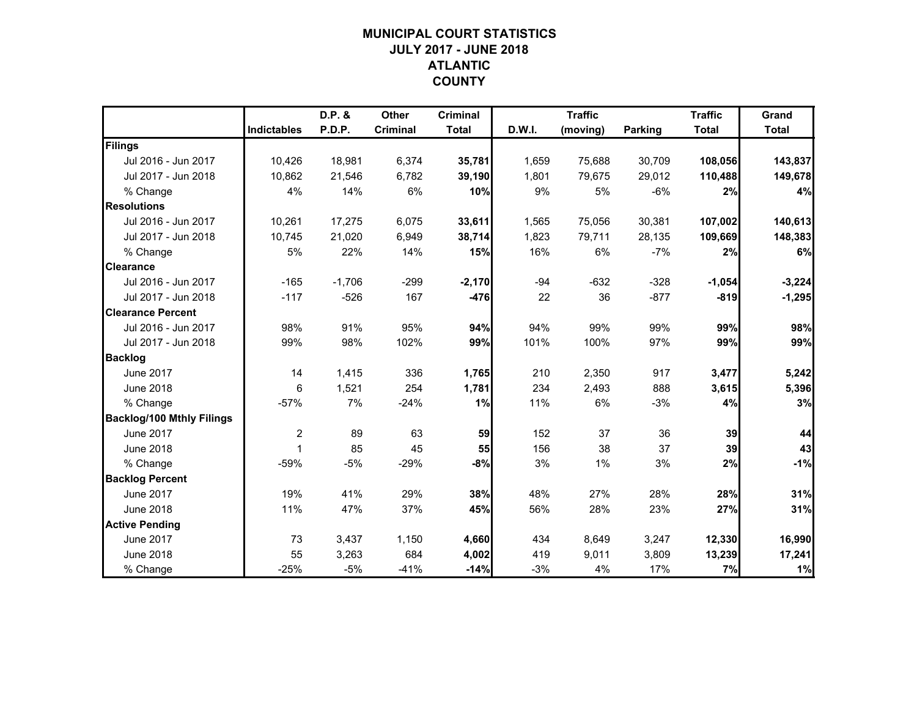# MUNICIPAL COURT STATISTICS
## JULY 2017 - JUNE 2018
## ATLANTIC COUNTY

| | Indictables | D.P. & P.D.P. | Other Criminal | Criminal Total | D.W.I. | Traffic (moving) | Parking | Traffic Total | Grand Total |
|---|---|---|---|---|---|---|---|---|---|
| **Filings** | | | | | | | | | |
| Jul 2016 - Jun 2017 | 10,426 | 18,981 | 6,374 | **35,781** | 1,659 | 75,688 | 30,709 | **108,056** | **143,837** |
| Jul 2017 - Jun 2018 | 10,862 | 21,546 | 6,782 | **39,190** | 1,801 | 79,675 | 29,012 | **110,488** | **149,678** |
| % Change | 4% | 14% | 6% | **10%** | 9% | 5% | -6% | **2%** | **4%** |
| **Resolutions** | | | | | | | | | |
| Jul 2016 - Jun 2017 | 10,261 | 17,275 | 6,075 | **33,611** | 1,565 | 75,056 | 30,381 | **107,002** | **140,613** |
| Jul 2017 - Jun 2018 | 10,745 | 21,020 | 6,949 | **38,714** | 1,823 | 79,711 | 28,135 | **109,669** | **148,383** |
| % Change | 5% | 22% | 14% | **15%** | 16% | 6% | -7% | **2%** | **6%** |
| **Clearance** | | | | | | | | | |
| Jul 2016 - Jun 2017 | -165 | -1,706 | -299 | **-2,170** | -94 | -632 | -328 | **-1,054** | **-3,224** |
| Jul 2017 - Jun 2018 | -117 | -526 | 167 | **-476** | 22 | 36 | -877 | **-819** | **-1,295** |
| **Clearance Percent** | | | | | | | | | |
| Jul 2016 - Jun 2017 | 98% | 91% | 95% | **94%** | 94% | 99% | 99% | **99%** | **98%** |
| Jul 2017 - Jun 2018 | 99% | 98% | 102% | **99%** | 101% | 100% | 97% | **99%** | **99%** |
| **Backlog** | | | | | | | | | |
| June 2017 | 14 | 1,415 | 336 | **1,765** | 210 | 2,350 | 917 | **3,477** | **5,242** |
| June 2018 | 6 | 1,521 | 254 | **1,781** | 234 | 2,493 | 888 | **3,615** | **5,396** |
| % Change | -57% | 7% | -24% | **1%** | 11% | 6% | -3% | **4%** | **3%** |
| **Backlog/100 Mthly Filings** | | | | | | | | | |
| June 2017 | 2 | 89 | 63 | **59** | 152 | 37 | 36 | **39** | **44** |
| June 2018 | 1 | 85 | 45 | **55** | 156 | 38 | 37 | **39** | **43** |
| % Change | -59% | -5% | -29% | **-8%** | 3% | 1% | 3% | **2%** | **-1%** |
| **Backlog Percent** | | | | | | | | | |
| June 2017 | 19% | 41% | 29% | **38%** | 48% | 27% | 28% | **28%** | **31%** |
| June 2018 | 11% | 47% | 37% | **45%** | 56% | 28% | 23% | **27%** | **31%** |
| **Active Pending** | | | | | | | | | |
| June 2017 | 73 | 3,437 | 1,150 | **4,660** | 434 | 8,649 | 3,247 | **12,330** | **16,990** |
| June 2018 | 55 | 3,263 | 684 | **4,002** | 419 | 9,011 | 3,809 | **13,239** | **17,241** |
| % Change | -25% | -5% | -41% | **-14%** | -3% | 4% | 17% | **7%** | **1%** |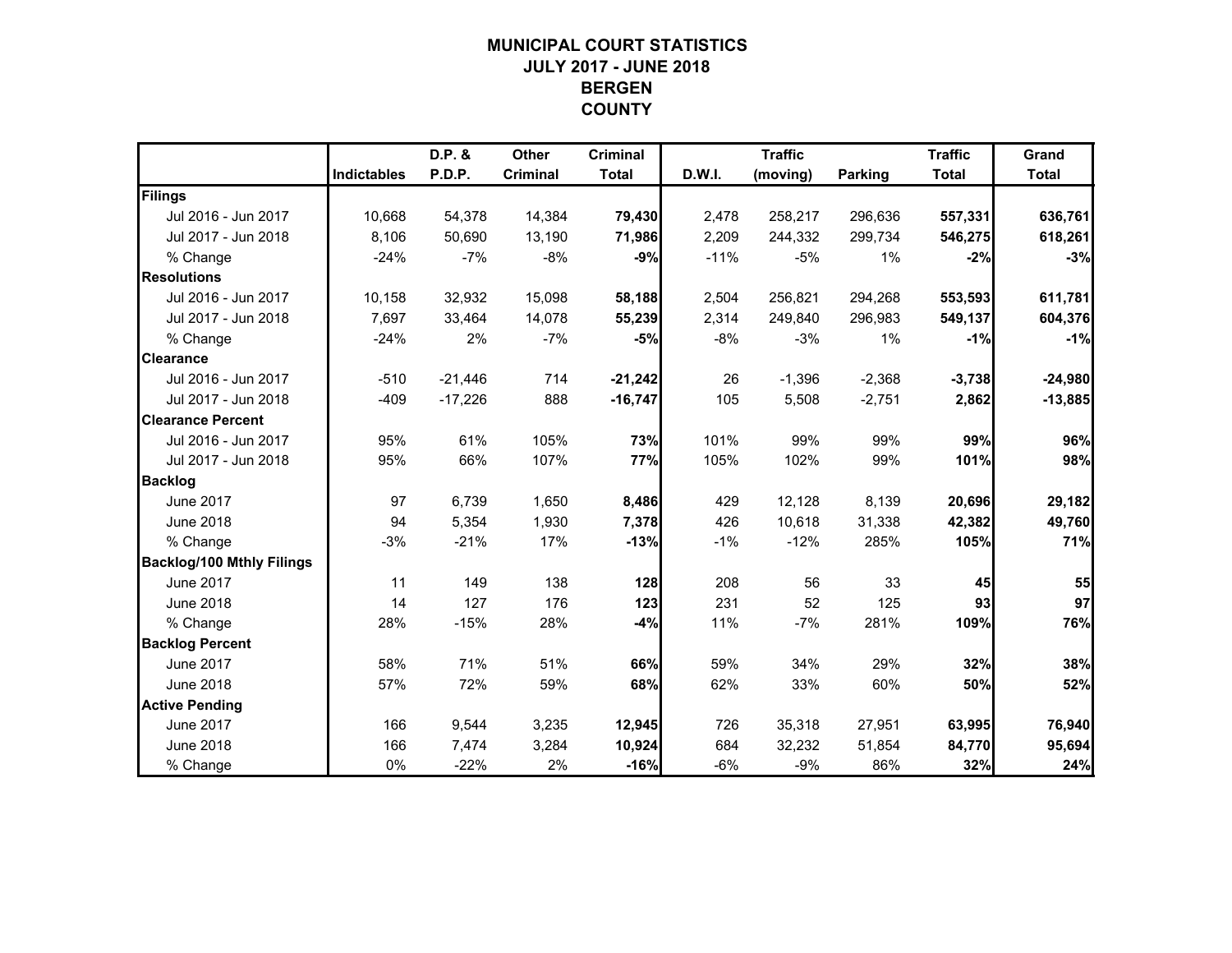# MUNICIPAL COURT STATISTICS
## JULY 2017 - JUNE 2018
## BERGEN COUNTY

| | Indictables | D.P. & P.D.P. | Other Criminal | Criminal Total | D.W.I. | Traffic (moving) | Parking | Traffic Total | Grand Total |
|---|---|---|---|---|---|---|---|---|---|
| **Filings** | | | | | | | | | |
| Jul 2016 - Jun 2017 | 10,668 | 54,378 | 14,384 | **79,430** | 2,478 | 258,217 | 296,636 | **557,331** | **636,761** |
| Jul 2017 - Jun 2018 | 8,106 | 50,690 | 13,190 | **71,986** | 2,209 | 244,332 | 299,734 | **546,275** | **618,261** |
| % Change | -24% | -7% | -8% | **-9%** | -11% | -5% | 1% | **-2%** | **-3%** |
| **Resolutions** | | | | | | | | | |
| Jul 2016 - Jun 2017 | 10,158 | 32,932 | 15,098 | **58,188** | 2,504 | 256,821 | 294,268 | **553,593** | **611,781** |
| Jul 2017 - Jun 2018 | 7,697 | 33,464 | 14,078 | **55,239** | 2,314 | 249,840 | 296,983 | **549,137** | **604,376** |
| % Change | -24% | 2% | -7% | **-5%** | -8% | -3% | 1% | **-1%** | **-1%** |
| **Clearance** | | | | | | | | | |
| Jul 2016 - Jun 2017 | -510 | -21,446 | 714 | **-21,242** | 26 | -1,396 | -2,368 | **-3,738** | **-24,980** |
| Jul 2017 - Jun 2018 | -409 | -17,226 | 888 | **-16,747** | 105 | 5,508 | -2,751 | **2,862** | **-13,885** |
| **Clearance Percent** | | | | | | | | | |
| Jul 2016 - Jun 2017 | 95% | 61% | 105% | **73%** | 101% | 99% | 99% | **99%** | **96%** |
| Jul 2017 - Jun 2018 | 95% | 66% | 107% | **77%** | 105% | 102% | 99% | **101%** | **98%** |
| **Backlog** | | | | | | | | | |
| June 2017 | 97 | 6,739 | 1,650 | **8,486** | 429 | 12,128 | 8,139 | **20,696** | **29,182** |
| June 2018 | 94 | 5,354 | 1,930 | **7,378** | 426 | 10,618 | 31,338 | **42,382** | **49,760** |
| % Change | -3% | -21% | 17% | **-13%** | -1% | -12% | 285% | **105%** | **71%** |
| **Backlog/100 Mthly Filings** | | | | | | | | | |
| June 2017 | 11 | 149 | 138 | **128** | 208 | 56 | 33 | **45** | **55** |
| June 2018 | 14 | 127 | 176 | **123** | 231 | 52 | 125 | **93** | **97** |
| % Change | 28% | -15% | 28% | **-4%** | 11% | -7% | 281% | **109%** | **76%** |
| **Backlog Percent** | | | | | | | | | |
| June 2017 | 58% | 71% | 51% | **66%** | 59% | 34% | 29% | **32%** | **38%** |
| June 2018 | 57% | 72% | 59% | **68%** | 62% | 33% | 60% | **50%** | **52%** |
| **Active Pending** | | | | | | | | | |
| June 2017 | 166 | 9,544 | 3,235 | **12,945** | 726 | 35,318 | 27,951 | **63,995** | **76,940** |
| June 2018 | 166 | 7,474 | 3,284 | **10,924** | 684 | 32,232 | 51,854 | **84,770** | **95,694** |
| % Change | 0% | -22% | 2% | **-16%** | -6% | -9% | 86% | **32%** | **24%** |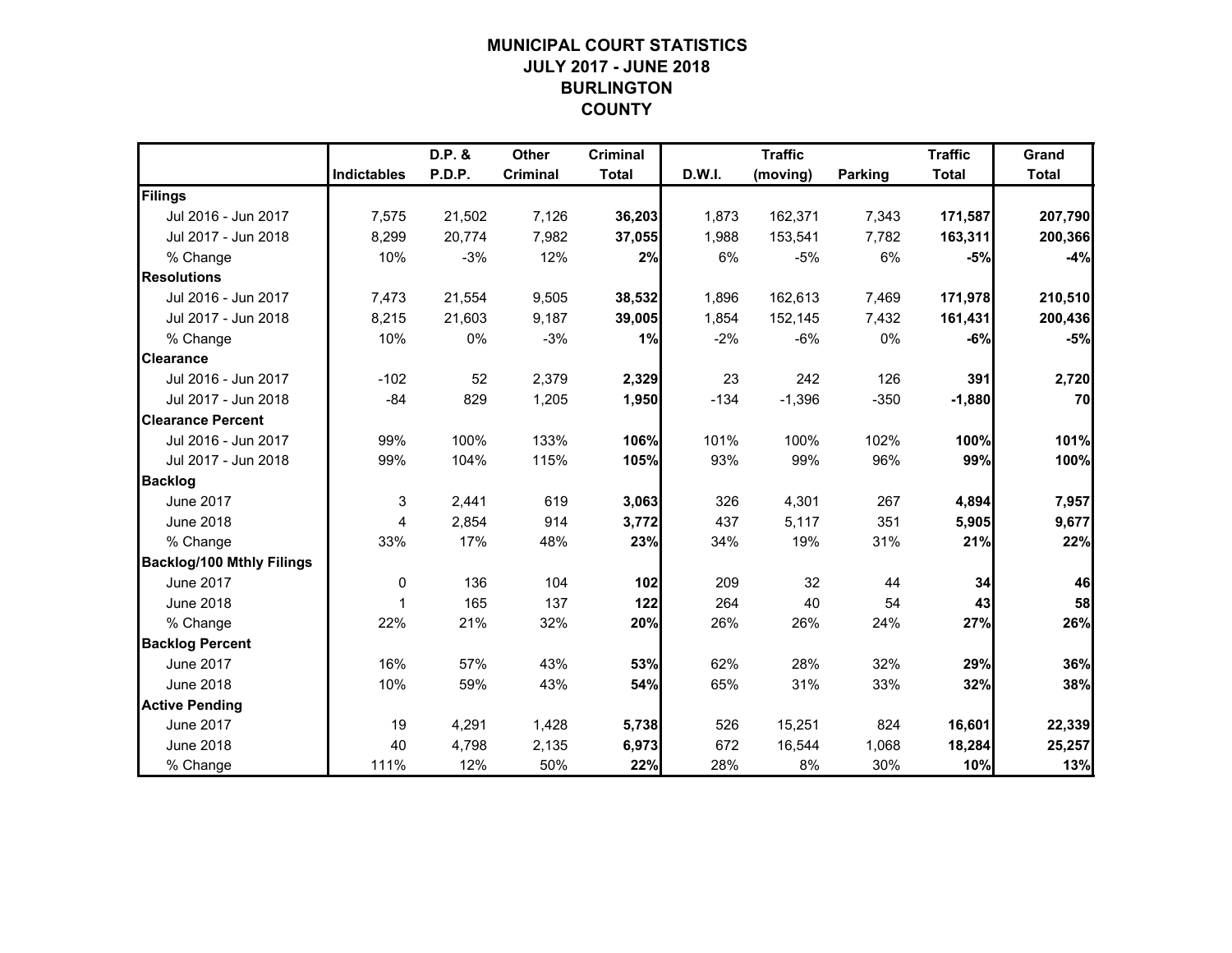# MUNICIPAL COURT STATISTICS
# JULY 2017 - JUNE 2018
# BURLINGTON
# COUNTY

| | Indictables | D.P. & P.D.P. | Other Criminal | Criminal Total | D.W.I. | Traffic (moving) | Parking | Traffic Total | Grand Total |
|---|---|---|---|---|---|---|---|---|---|
| **Filings** | | | | | | | | | |
| Jul 2016 - Jun 2017 | 7,575 | 21,502 | 7,126 | **36,203** | 1,873 | 162,371 | 7,343 | **171,587** | **207,790** |
| Jul 2017 - Jun 2018 | 8,299 | 20,774 | 7,982 | **37,055** | 1,988 | 153,541 | 7,782 | **163,311** | **200,366** |
| % Change | 10% | -3% | 12% | **2%** | 6% | -5% | 6% | **-5%** | **-4%** |
| **Resolutions** | | | | | | | | | |
| Jul 2016 - Jun 2017 | 7,473 | 21,554 | 9,505 | **38,532** | 1,896 | 162,613 | 7,469 | **171,978** | **210,510** |
| Jul 2017 - Jun 2018 | 8,215 | 21,603 | 9,187 | **39,005** | 1,854 | 152,145 | 7,432 | **161,431** | **200,436** |
| % Change | 10% | 0% | -3% | **1%** | -2% | -6% | 0% | **-6%** | **-5%** |
| **Clearance** | | | | | | | | | |
| Jul 2016 - Jun 2017 | -102 | 52 | 2,379 | **2,329** | 23 | 242 | 126 | **391** | **2,720** |
| Jul 2017 - Jun 2018 | -84 | 829 | 1,205 | **1,950** | -134 | -1,396 | -350 | **-1,880** | **70** |
| **Clearance Percent** | | | | | | | | | |
| Jul 2016 - Jun 2017 | 99% | 100% | 133% | **106%** | 101% | 100% | 102% | **100%** | **101%** |
| Jul 2017 - Jun 2018 | 99% | 104% | 115% | **105%** | 93% | 99% | 96% | **99%** | **100%** |
| **Backlog** | | | | | | | | | |
| June 2017 | 3 | 2,441 | 619 | **3,063** | 326 | 4,301 | 267 | **4,894** | **7,957** |
| June 2018 | 4 | 2,854 | 914 | **3,772** | 437 | 5,117 | 351 | **5,905** | **9,677** |
| % Change | 33% | 17% | 48% | **23%** | 34% | 19% | 31% | **21%** | **22%** |
| **Backlog/100 Mthly Filings** | | | | | | | | | |
| June 2017 | 0 | 136 | 104 | **102** | 209 | 32 | 44 | **34** | **46** |
| June 2018 | 1 | 165 | 137 | **122** | 264 | 40 | 54 | **43** | **58** |
| % Change | 22% | 21% | 32% | **20%** | 26% | 26% | 24% | **27%** | **26%** |
| **Backlog Percent** | | | | | | | | | |
| June 2017 | 16% | 57% | 43% | **53%** | 62% | 28% | 32% | **29%** | **36%** |
| June 2018 | 10% | 59% | 43% | **54%** | 65% | 31% | 33% | **32%** | **38%** |
| **Active Pending** | | | | | | | | | |
| June 2017 | 19 | 4,291 | 1,428 | **5,738** | 526 | 15,251 | 824 | **16,601** | **22,339** |
| June 2018 | 40 | 4,798 | 2,135 | **6,973** | 672 | 16,544 | 1,068 | **18,284** | **25,257** |
| % Change | 111% | 12% | 50% | **22%** | 28% | 8% | 30% | **10%** | **13%** |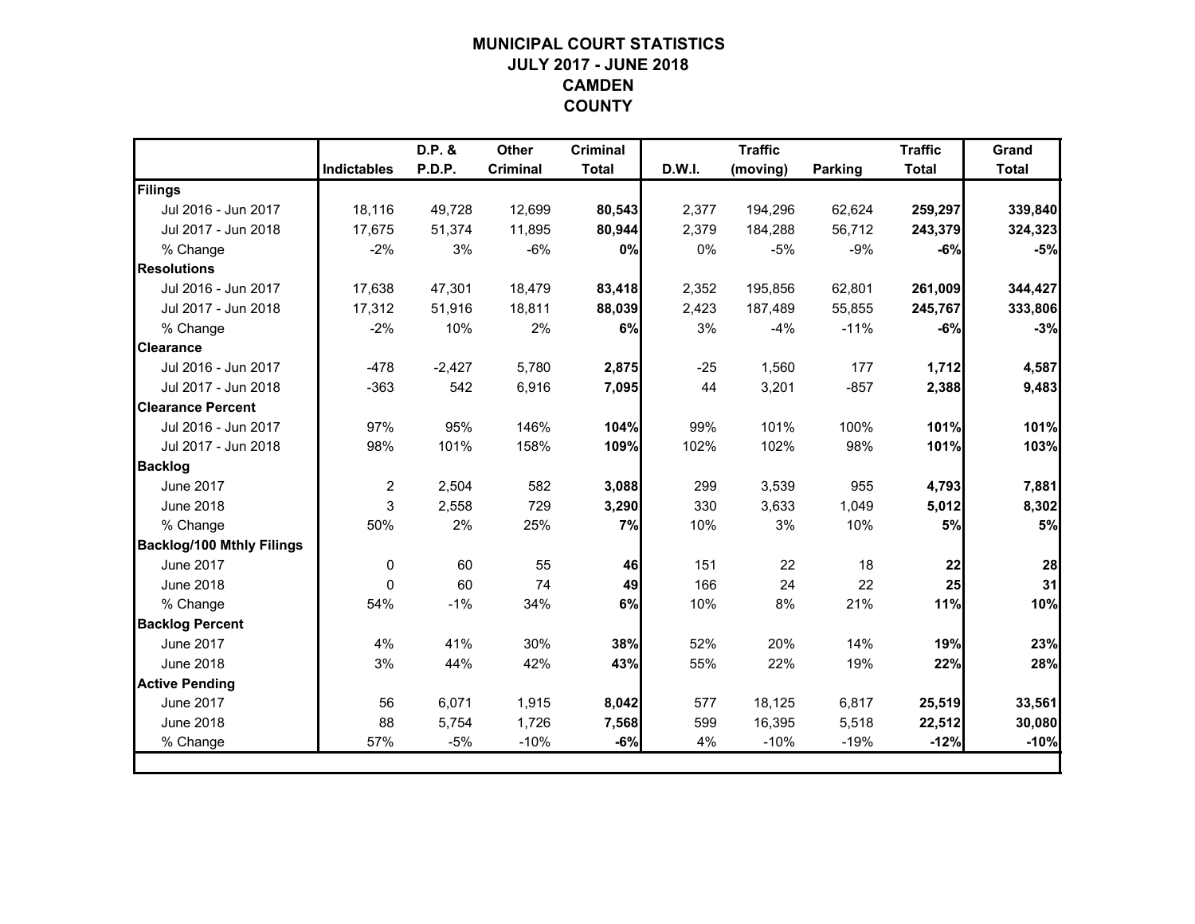# MUNICIPAL COURT STATISTICS
## JULY 2017 - JUNE 2018
## CAMDEN COUNTY

| | Indictables | D.P. & P.D.P. | Other Criminal | Criminal Total | D.W.I. | Traffic (moving) | Parking | Traffic Total | Grand Total |
|---|---|---|---|---|---|---|---|---|---|
| **Filings** | | | | | | | | | |
| Jul 2016 - Jun 2017 | 18,116 | 49,728 | 12,699 | **80,543** | 2,377 | 194,296 | 62,624 | **259,297** | **339,840** |
| Jul 2017 - Jun 2018 | 17,675 | 51,374 | 11,895 | **80,944** | 2,379 | 184,288 | 56,712 | **243,379** | **324,323** |
| % Change | -2% | 3% | -6% | **0%** | 0% | -5% | -9% | **-6%** | **-5%** |
| **Resolutions** | | | | | | | | | |
| Jul 2016 - Jun 2017 | 17,638 | 47,301 | 18,479 | **83,418** | 2,352 | 195,856 | 62,801 | **261,009** | **344,427** |
| Jul 2017 - Jun 2018 | 17,312 | 51,916 | 18,811 | **88,039** | 2,423 | 187,489 | 55,855 | **245,767** | **333,806** |
| % Change | -2% | 10% | 2% | **6%** | 3% | -4% | -11% | **-6%** | **-3%** |
| **Clearance** | | | | | | | | | |
| Jul 2016 - Jun 2017 | -478 | -2,427 | 5,780 | **2,875** | -25 | 1,560 | 177 | **1,712** | **4,587** |
| Jul 2017 - Jun 2018 | -363 | 542 | 6,916 | **7,095** | 44 | 3,201 | -857 | **2,388** | **9,483** |
| **Clearance Percent** | | | | | | | | | |
| Jul 2016 - Jun 2017 | 97% | 95% | 146% | **104%** | 99% | 101% | 100% | **101%** | **101%** |
| Jul 2017 - Jun 2018 | 98% | 101% | 158% | **109%** | 102% | 102% | 98% | **101%** | **103%** |
| **Backlog** | | | | | | | | | |
| June 2017 | 2 | 2,504 | 582 | **3,088** | 299 | 3,539 | 955 | **4,793** | **7,881** |
| June 2018 | 3 | 2,558 | 729 | **3,290** | 330 | 3,633 | 1,049 | **5,012** | **8,302** |
| % Change | 50% | 2% | 25% | **7%** | 10% | 3% | 10% | **5%** | **5%** |
| **Backlog/100 Mthly Filings** | | | | | | | | | |
| June 2017 | 0 | 60 | 55 | **46** | 151 | 22 | 18 | **22** | **28** |
| June 2018 | 0 | 60 | 74 | **49** | 166 | 24 | 22 | **25** | **31** |
| % Change | 54% | -1% | 34% | **6%** | 10% | 8% | 21% | **11%** | **10%** |
| **Backlog Percent** | | | | | | | | | |
| June 2017 | 4% | 41% | 30% | **38%** | 52% | 20% | 14% | **19%** | **23%** |
| June 2018 | 3% | 44% | 42% | **43%** | 55% | 22% | 19% | **22%** | **28%** |
| **Active Pending** | | | | | | | | | |
| June 2017 | 56 | 6,071 | 1,915 | **8,042** | 577 | 18,125 | 6,817 | **25,519** | **33,561** |
| June 2018 | 88 | 5,754 | 1,726 | **7,568** | 599 | 16,395 | 5,518 | **22,512** | **30,080** |
| % Change | 57% | -5% | -10% | **-6%** | 4% | -10% | -19% | **-12%** | **-10%** |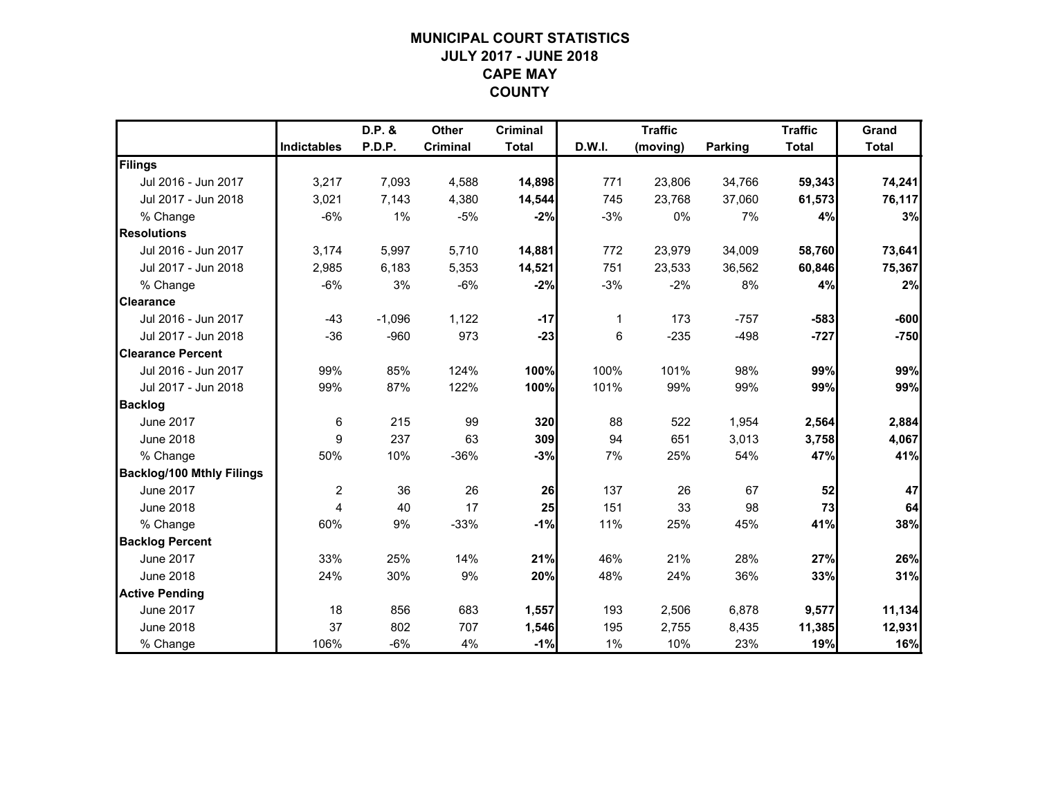# MUNICIPAL COURT STATISTICS
## JULY 2017 - JUNE 2018
## CAPE MAY COUNTY

| | Indictables | D.P. & P.D.P. | Other Criminal | Criminal Total | D.W.I. | Traffic (moving) | Parking | Traffic Total | Grand Total |
|---|---|---|---|---|---|---|---|---|---|
| **Filings** | | | | | | | | | |
| Jul 2016 - Jun 2017 | 3,217 | 7,093 | 4,588 | **14,898** | 771 | 23,806 | 34,766 | **59,343** | **74,241** |
| Jul 2017 - Jun 2018 | 3,021 | 7,143 | 4,380 | **14,544** | 745 | 23,768 | 37,060 | **61,573** | **76,117** |
| % Change | -6% | 1% | -5% | **-2%** | -3% | 0% | 7% | **4%** | **3%** |
| **Resolutions** | | | | | | | | | |
| Jul 2016 - Jun 2017 | 3,174 | 5,997 | 5,710 | **14,881** | 772 | 23,979 | 34,009 | **58,760** | **73,641** |
| Jul 2017 - Jun 2018 | 2,985 | 6,183 | 5,353 | **14,521** | 751 | 23,533 | 36,562 | **60,846** | **75,367** |
| % Change | -6% | 3% | -6% | **-2%** | -3% | -2% | 8% | **4%** | **2%** |
| **Clearance** | | | | | | | | | |
| Jul 2016 - Jun 2017 | -43 | -1,096 | 1,122 | **-17** | 1 | 173 | -757 | **-583** | **-600** |
| Jul 2017 - Jun 2018 | -36 | -960 | 973 | **-23** | 6 | -235 | -498 | **-727** | **-750** |
| **Clearance Percent** | | | | | | | | | |
| Jul 2016 - Jun 2017 | 99% | 85% | 124% | **100%** | 100% | 101% | 98% | **99%** | **99%** |
| Jul 2017 - Jun 2018 | 99% | 87% | 122% | **100%** | 101% | 99% | 99% | **99%** | **99%** |
| **Backlog** | | | | | | | | | |
| June 2017 | 6 | 215 | 99 | **320** | 88 | 522 | 1,954 | **2,564** | **2,884** |
| June 2018 | 9 | 237 | 63 | **309** | 94 | 651 | 3,013 | **3,758** | **4,067** |
| % Change | 50% | 10% | -36% | **-3%** | 7% | 25% | 54% | **47%** | **41%** |
| **Backlog/100 Mthly Filings** | | | | | | | | | |
| June 2017 | 2 | 36 | 26 | **26** | 137 | 26 | 67 | **52** | **47** |
| June 2018 | 4 | 40 | 17 | **25** | 151 | 33 | 98 | **73** | **64** |
| % Change | 60% | 9% | -33% | **-1%** | 11% | 25% | 45% | **41%** | **38%** |
| **Backlog Percent** | | | | | | | | | |
| June 2017 | 33% | 25% | 14% | **21%** | 46% | 21% | 28% | **27%** | **26%** |
| June 2018 | 24% | 30% | 9% | **20%** | 48% | 24% | 36% | **33%** | **31%** |
| **Active Pending** | | | | | | | | | |
| June 2017 | 18 | 856 | 683 | **1,557** | 193 | 2,506 | 6,878 | **9,577** | **11,134** |
| June 2018 | 37 | 802 | 707 | **1,546** | 195 | 2,755 | 8,435 | **11,385** | **12,931** |
| % Change | 106% | -6% | 4% | **-1%** | 1% | 10% | 23% | **19%** | **16%** |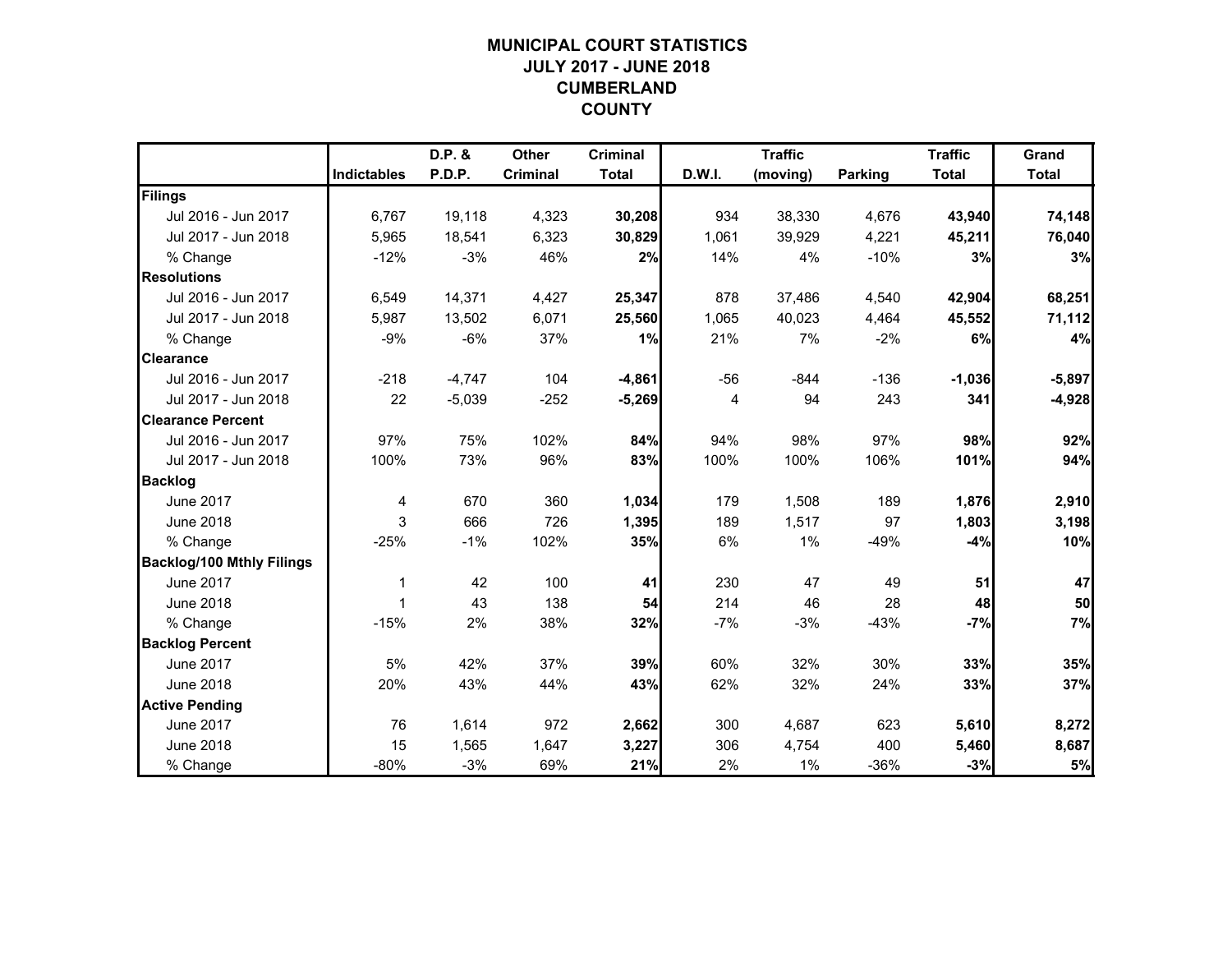# MUNICIPAL COURT STATISTICS
## JULY 2017 - JUNE 2018
## CUMBERLAND COUNTY

| | Indictables | D.P. & P.D.P. | Other Criminal | Criminal Total | D.W.I. | Traffic (moving) | Parking | Traffic Total | Grand Total |
|---|---|---|---|---|---|---|---|---|---|
| **Filings** | | | | | | | | | |
| Jul 2016 - Jun 2017 | 6,767 | 19,118 | 4,323 | **30,208** | 934 | 38,330 | 4,676 | **43,940** | **74,148** |
| Jul 2017 - Jun 2018 | 5,965 | 18,541 | 6,323 | **30,829** | 1,061 | 39,929 | 4,221 | **45,211** | **76,040** |
| % Change | -12% | -3% | 46% | **2%** | 14% | 4% | -10% | **3%** | **3%** |
| **Resolutions** | | | | | | | | | |
| Jul 2016 - Jun 2017 | 6,549 | 14,371 | 4,427 | **25,347** | 878 | 37,486 | 4,540 | **42,904** | **68,251** |
| Jul 2017 - Jun 2018 | 5,987 | 13,502 | 6,071 | **25,560** | 1,065 | 40,023 | 4,464 | **45,552** | **71,112** |
| % Change | -9% | -6% | 37% | **1%** | 21% | 7% | -2% | **6%** | **4%** |
| **Clearance** | | | | | | | | | |
| Jul 2016 - Jun 2017 | -218 | -4,747 | 104 | **-4,861** | -56 | -844 | -136 | **-1,036** | **-5,897** |
| Jul 2017 - Jun 2018 | 22 | -5,039 | -252 | **-5,269** | 4 | 94 | 243 | **341** | **-4,928** |
| **Clearance Percent** | | | | | | | | | |
| Jul 2016 - Jun 2017 | 97% | 75% | 102% | **84%** | 94% | 98% | 97% | **98%** | **92%** |
| Jul 2017 - Jun 2018 | 100% | 73% | 96% | **83%** | 100% | 100% | 106% | **101%** | **94%** |
| **Backlog** | | | | | | | | | |
| June 2017 | 4 | 670 | 360 | **1,034** | 179 | 1,508 | 189 | **1,876** | **2,910** |
| June 2018 | 3 | 666 | 726 | **1,395** | 189 | 1,517 | 97 | **1,803** | **3,198** |
| % Change | -25% | -1% | 102% | **35%** | 6% | 1% | -49% | **-4%** | **10%** |
| **Backlog/100 Mthly Filings** | | | | | | | | | |
| June 2017 | 1 | 42 | 100 | **41** | 230 | 47 | 49 | **51** | **47** |
| June 2018 | 1 | 43 | 138 | **54** | 214 | 46 | 28 | **48** | **50** |
| % Change | -15% | 2% | 38% | **32%** | -7% | -3% | -43% | **-7%** | **7%** |
| **Backlog Percent** | | | | | | | | | |
| June 2017 | 5% | 42% | 37% | **39%** | 60% | 32% | 30% | **33%** | **35%** |
| June 2018 | 20% | 43% | 44% | **43%** | 62% | 32% | 24% | **33%** | **37%** |
| **Active Pending** | | | | | | | | | |
| June 2017 | 76 | 1,614 | 972 | **2,662** | 300 | 4,687 | 623 | **5,610** | **8,272** |
| June 2018 | 15 | 1,565 | 1,647 | **3,227** | 306 | 4,754 | 400 | **5,460** | **8,687** |
| % Change | -80% | -3% | 69% | **21%** | 2% | 1% | -36% | **-3%** | **5%** |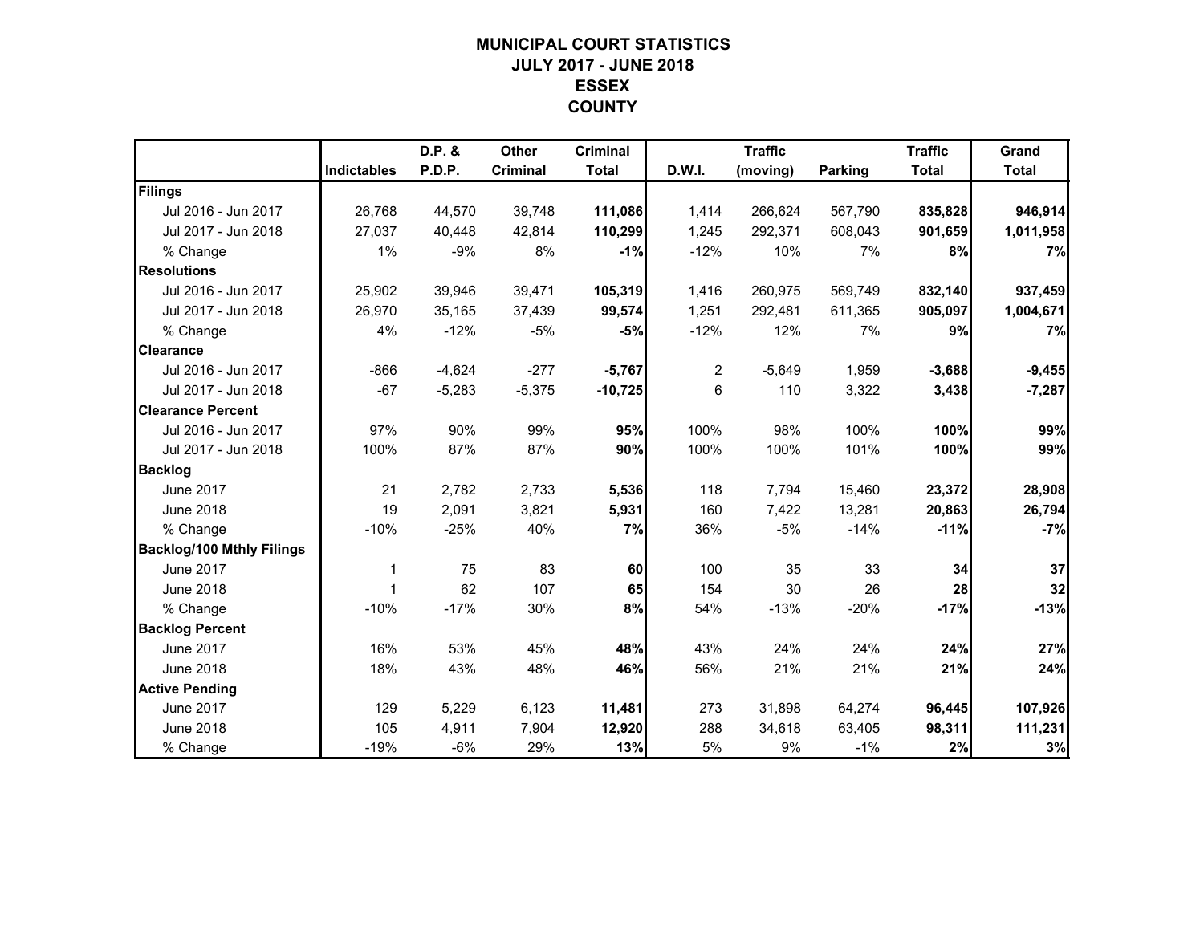# MUNICIPAL COURT STATISTICS
## JULY 2017 - JUNE 2018
## ESSEX
## COUNTY

| | Indictables | D.P. & P.D.P. | Other Criminal | Criminal Total | D.W.I. | Traffic (moving) | Parking | Traffic Total | Grand Total |
|---|---|---|---|---|---|---|---|---|---|
| **Filings** | | | | | | | | | |
| Jul 2016 - Jun 2017 | 26,768 | 44,570 | 39,748 | **111,086** | 1,414 | 266,624 | 567,790 | **835,828** | **946,914** |
| Jul 2017 - Jun 2018 | 27,037 | 40,448 | 42,814 | **110,299** | 1,245 | 292,371 | 608,043 | **901,659** | **1,011,958** |
| % Change | 1% | -9% | 8% | **-1%** | -12% | 10% | 7% | **8%** | **7%** |
| **Resolutions** | | | | | | | | | |
| Jul 2016 - Jun 2017 | 25,902 | 39,946 | 39,471 | **105,319** | 1,416 | 260,975 | 569,749 | **832,140** | **937,459** |
| Jul 2017 - Jun 2018 | 26,970 | 35,165 | 37,439 | **99,574** | 1,251 | 292,481 | 611,365 | **905,097** | **1,004,671** |
| % Change | 4% | -12% | -5% | **-5%** | -12% | 12% | 7% | **9%** | **7%** |
| **Clearance** | | | | | | | | | |
| Jul 2016 - Jun 2017 | -866 | -4,624 | -277 | **-5,767** | 2 | -5,649 | 1,959 | **-3,688** | **-9,455** |
| Jul 2017 - Jun 2018 | -67 | -5,283 | -5,375 | **-10,725** | 6 | 110 | 3,322 | **3,438** | **-7,287** |
| **Clearance Percent** | | | | | | | | | |
| Jul 2016 - Jun 2017 | 97% | 90% | 99% | **95%** | 100% | 98% | 100% | **100%** | **99%** |
| Jul 2017 - Jun 2018 | 100% | 87% | 87% | **90%** | 100% | 100% | 101% | **100%** | **99%** |
| **Backlog** | | | | | | | | | |
| June 2017 | 21 | 2,782 | 2,733 | **5,536** | 118 | 7,794 | 15,460 | **23,372** | **28,908** |
| June 2018 | 19 | 2,091 | 3,821 | **5,931** | 160 | 7,422 | 13,281 | **20,863** | **26,794** |
| % Change | -10% | -25% | 40% | **7%** | 36% | -5% | -14% | **-11%** | **-7%** |
| **Backlog/100 Mthly Filings** | | | | | | | | | |
| June 2017 | 1 | 75 | 83 | **60** | 100 | 35 | 33 | **34** | **37** |
| June 2018 | 1 | 62 | 107 | **65** | 154 | 30 | 26 | **28** | **32** |
| % Change | -10% | -17% | 30% | **8%** | 54% | -13% | -20% | **-17%** | **-13%** |
| **Backlog Percent** | | | | | | | | | |
| June 2017 | 16% | 53% | 45% | **48%** | 43% | 24% | 24% | **24%** | **27%** |
| June 2018 | 18% | 43% | 48% | **46%** | 56% | 21% | 21% | **21%** | **24%** |
| **Active Pending** | | | | | | | | | |
| June 2017 | 129 | 5,229 | 6,123 | **11,481** | 273 | 31,898 | 64,274 | **96,445** | **107,926** |
| June 2018 | 105 | 4,911 | 7,904 | **12,920** | 288 | 34,618 | 63,405 | **98,311** | **111,231** |
| % Change | -19% | -6% | 29% | **13%** | 5% | 9% | -1% | **2%** | **3%** |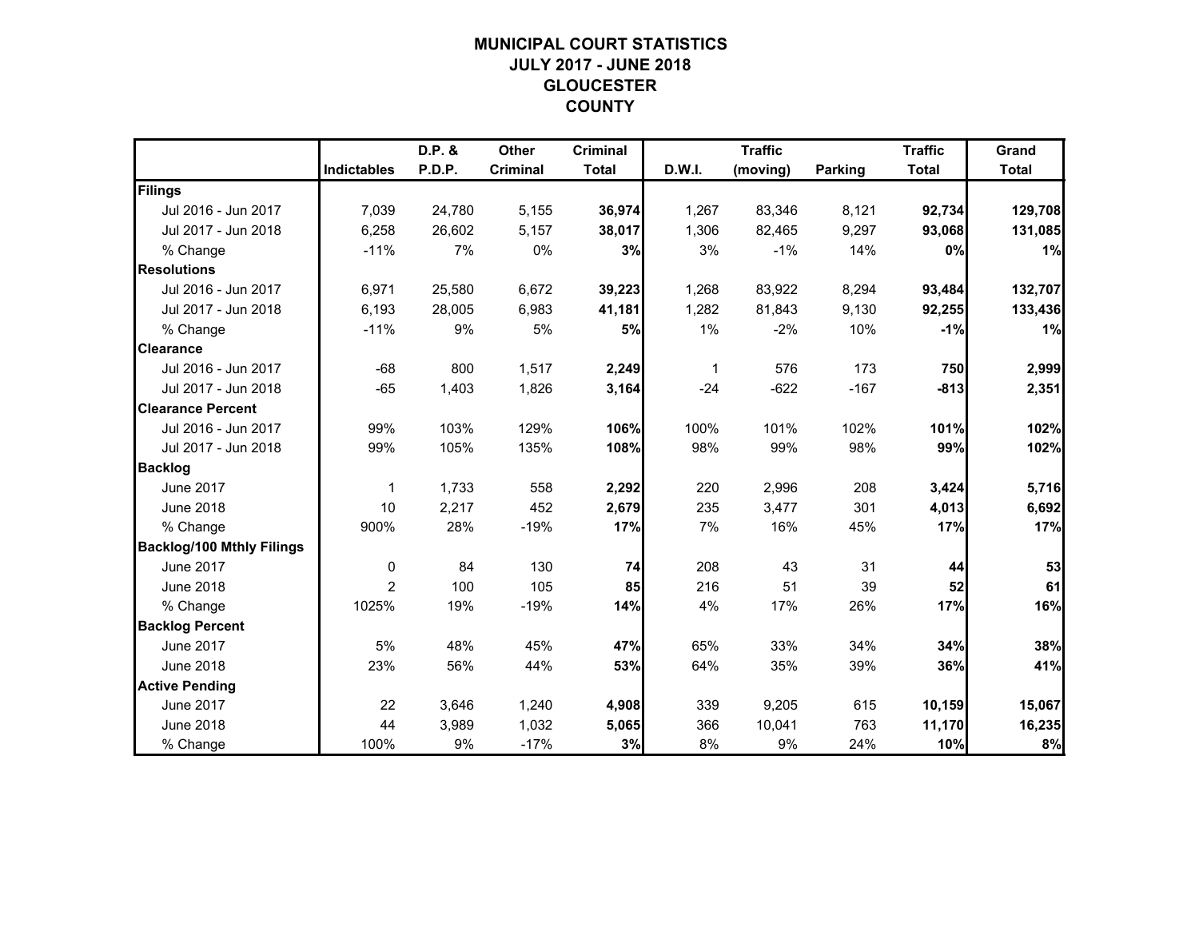# MUNICIPAL COURT STATISTICS
## JULY 2017 - JUNE 2018
## GLOUCESTER COUNTY

| | Indictables | D.P. & P.D.P. | Other Criminal | Criminal Total | D.W.I. | Traffic (moving) | Parking | Traffic Total | Grand Total |
|---|---|---|---|---|---|---|---|---|---|
| **Filings** | | | | | | | | | |
| Jul 2016 - Jun 2017 | 7,039 | 24,780 | 5,155 | **36,974** | 1,267 | 83,346 | 8,121 | **92,734** | **129,708** |
| Jul 2017 - Jun 2018 | 6,258 | 26,602 | 5,157 | **38,017** | 1,306 | 82,465 | 9,297 | **93,068** | **131,085** |
| % Change | -11% | 7% | 0% | **3%** | 3% | -1% | 14% | **0%** | **1%** |
| **Resolutions** | | | | | | | | | |
| Jul 2016 - Jun 2017 | 6,971 | 25,580 | 6,672 | **39,223** | 1,268 | 83,922 | 8,294 | **93,484** | **132,707** |
| Jul 2017 - Jun 2018 | 6,193 | 28,005 | 6,983 | **41,181** | 1,282 | 81,843 | 9,130 | **92,255** | **133,436** |
| % Change | -11% | 9% | 5% | **5%** | 1% | -2% | 10% | **-1%** | **1%** |
| **Clearance** | | | | | | | | | |
| Jul 2016 - Jun 2017 | -68 | 800 | 1,517 | **2,249** | 1 | 576 | 173 | **750** | **2,999** |
| Jul 2017 - Jun 2018 | -65 | 1,403 | 1,826 | **3,164** | -24 | -622 | -167 | **-813** | **2,351** |
| **Clearance Percent** | | | | | | | | | |
| Jul 2016 - Jun 2017 | 99% | 103% | 129% | **106%** | 100% | 101% | 102% | **101%** | **102%** |
| Jul 2017 - Jun 2018 | 99% | 105% | 135% | **108%** | 98% | 99% | 98% | **99%** | **102%** |
| **Backlog** | | | | | | | | | |
| June 2017 | 1 | 1,733 | 558 | **2,292** | 220 | 2,996 | 208 | **3,424** | **5,716** |
| June 2018 | 10 | 2,217 | 452 | **2,679** | 235 | 3,477 | 301 | **4,013** | **6,692** |
| % Change | 900% | 28% | -19% | **17%** | 7% | 16% | 45% | **17%** | **17%** |
| **Backlog/100 Mthly Filings** | | | | | | | | | |
| June 2017 | 0 | 84 | 130 | **74** | 208 | 43 | 31 | **44** | **53** |
| June 2018 | 2 | 100 | 105 | **85** | 216 | 51 | 39 | **52** | **61** |
| % Change | 1025% | 19% | -19% | **14%** | 4% | 17% | 26% | **17%** | **16%** |
| **Backlog Percent** | | | | | | | | | |
| June 2017 | 5% | 48% | 45% | **47%** | 65% | 33% | 34% | **34%** | **38%** |
| June 2018 | 23% | 56% | 44% | **53%** | 64% | 35% | 39% | **36%** | **41%** |
| **Active Pending** | | | | | | | | | |
| June 2017 | 22 | 3,646 | 1,240 | **4,908** | 339 | 9,205 | 615 | **10,159** | **15,067** |
| June 2018 | 44 | 3,989 | 1,032 | **5,065** | 366 | 10,041 | 763 | **11,170** | **16,235** |
| % Change | 100% | 9% | -17% | **3%** | 8% | 9% | 24% | **10%** | **8%** |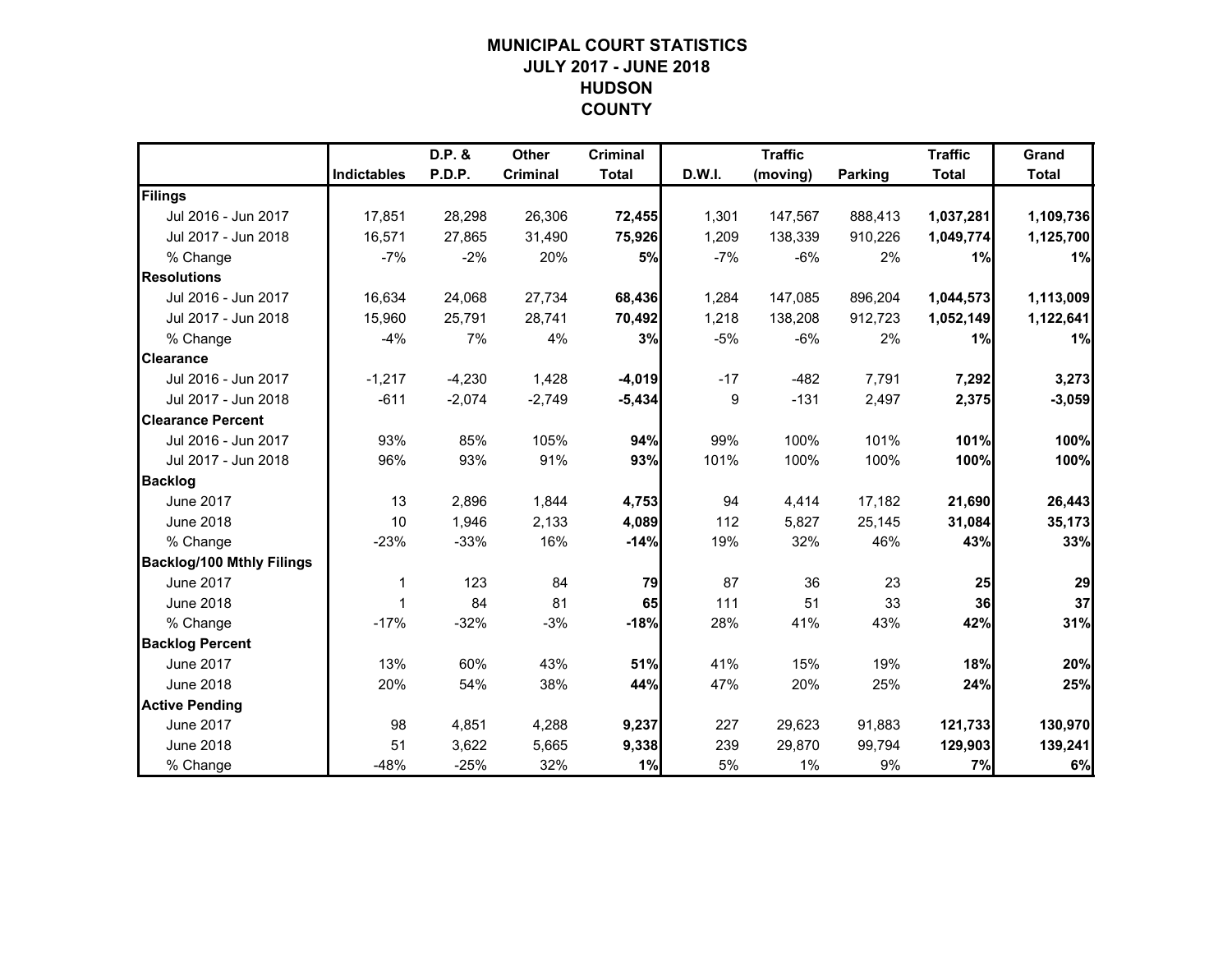# MUNICIPAL COURT STATISTICS
## JULY 2017 - JUNE 2018
## HUDSON COUNTY

| | Indictables | D.P. & P.D.P. | Other Criminal | Criminal Total | D.W.I. | Traffic (moving) | Parking | Traffic Total | Grand Total |
|---|---|---|---|---|---|---|---|---|---|
| **Filings** | | | | | | | | | |
| Jul 2016 - Jun 2017 | 17,851 | 28,298 | 26,306 | **72,455** | 1,301 | 147,567 | 888,413 | **1,037,281** | **1,109,736** |
| Jul 2017 - Jun 2018 | 16,571 | 27,865 | 31,490 | **75,926** | 1,209 | 138,339 | 910,226 | **1,049,774** | **1,125,700** |
| % Change | -7% | -2% | 20% | **5%** | -7% | -6% | 2% | **1%** | **1%** |
| **Resolutions** | | | | | | | | | |
| Jul 2016 - Jun 2017 | 16,634 | 24,068 | 27,734 | **68,436** | 1,284 | 147,085 | 896,204 | **1,044,573** | **1,113,009** |
| Jul 2017 - Jun 2018 | 15,960 | 25,791 | 28,741 | **70,492** | 1,218 | 138,208 | 912,723 | **1,052,149** | **1,122,641** |
| % Change | -4% | 7% | 4% | **3%** | -5% | -6% | 2% | **1%** | **1%** |
| **Clearance** | | | | | | | | | |
| Jul 2016 - Jun 2017 | -1,217 | -4,230 | 1,428 | **-4,019** | -17 | -482 | 7,791 | **7,292** | **3,273** |
| Jul 2017 - Jun 2018 | -611 | -2,074 | -2,749 | **-5,434** | 9 | -131 | 2,497 | **2,375** | **-3,059** |
| **Clearance Percent** | | | | | | | | | |
| Jul 2016 - Jun 2017 | 93% | 85% | 105% | **94%** | 99% | 100% | 101% | **101%** | **100%** |
| Jul 2017 - Jun 2018 | 96% | 93% | 91% | **93%** | 101% | 100% | 100% | **100%** | **100%** |
| **Backlog** | | | | | | | | | |
| June 2017 | 13 | 2,896 | 1,844 | **4,753** | 94 | 4,414 | 17,182 | **21,690** | **26,443** |
| June 2018 | 10 | 1,946 | 2,133 | **4,089** | 112 | 5,827 | 25,145 | **31,084** | **35,173** |
| % Change | -23% | -33% | 16% | **-14%** | 19% | 32% | 46% | **43%** | **33%** |
| **Backlog/100 Mthly Filings** | | | | | | | | | |
| June 2017 | 1 | 123 | 84 | **79** | 87 | 36 | 23 | **25** | **29** |
| June 2018 | 1 | 84 | 81 | **65** | 111 | 51 | 33 | **36** | **37** |
| % Change | -17% | -32% | -3% | **-18%** | 28% | 41% | 43% | **42%** | **31%** |
| **Backlog Percent** | | | | | | | | | |
| June 2017 | 13% | 60% | 43% | **51%** | 41% | 15% | 19% | **18%** | **20%** |
| June 2018 | 20% | 54% | 38% | **44%** | 47% | 20% | 25% | **24%** | **25%** |
| **Active Pending** | | | | | | | | | |
| June 2017 | 98 | 4,851 | 4,288 | **9,237** | 227 | 29,623 | 91,883 | **121,733** | **130,970** |
| June 2018 | 51 | 3,622 | 5,665 | **9,338** | 239 | 29,870 | 99,794 | **129,903** | **139,241** |
| % Change | -48% | -25% | 32% | **1%** | 5% | 1% | 9% | **7%** | **6%** |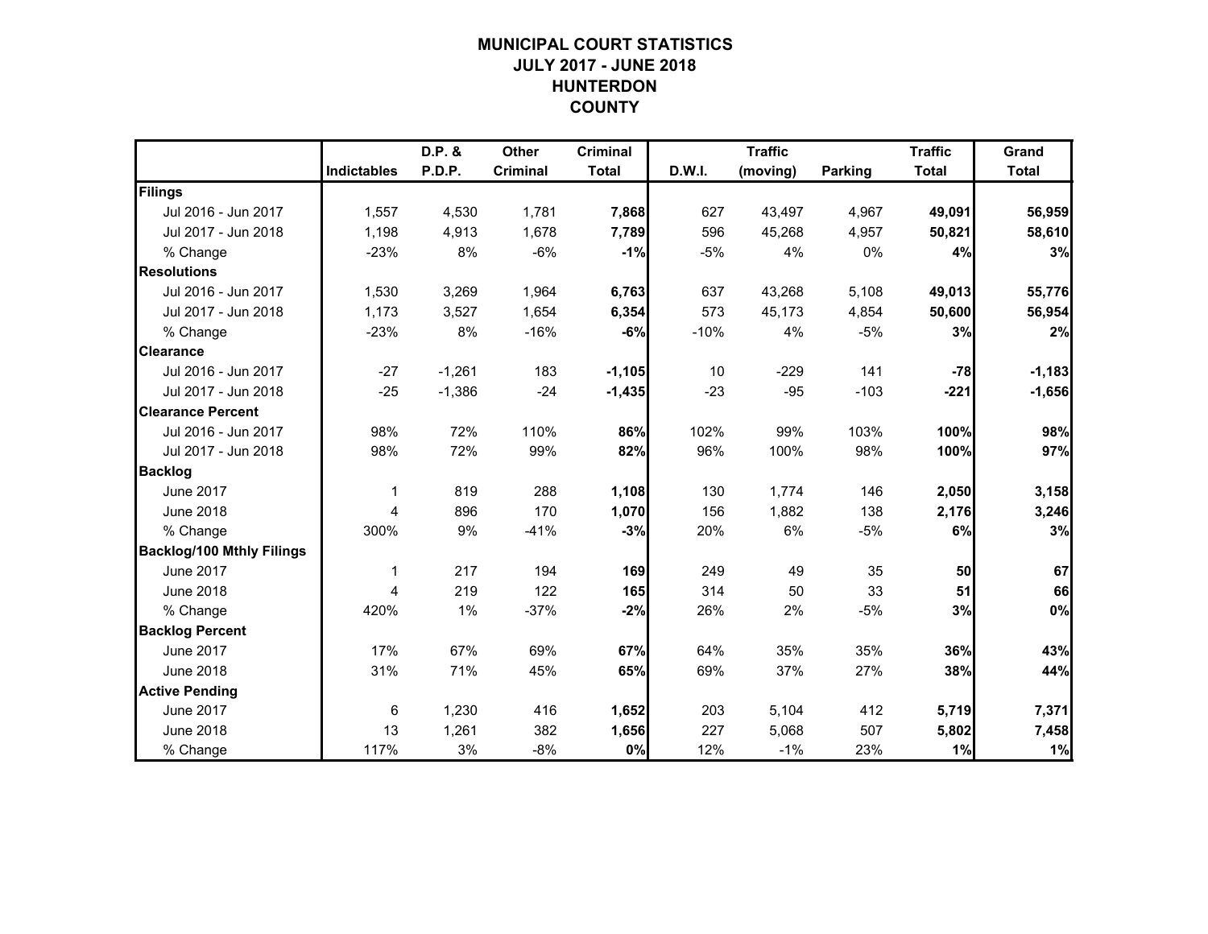# MUNICIPAL COURT STATISTICS
## JULY 2017 - JUNE 2018
## HUNTERDON COUNTY

| | Indictables | D.P. & P.D.P. | Other Criminal | Criminal Total | D.W.I. | Traffic (moving) | Parking | Traffic Total | Grand Total |
|---|---|---|---|---|---|---|---|---|---|
| **Filings** | | | | | | | | | |
| Jul 2016 - Jun 2017 | 1,557 | 4,530 | 1,781 | **7,868** | 627 | 43,497 | 4,967 | **49,091** | **56,959** |
| Jul 2017 - Jun 2018 | 1,198 | 4,913 | 1,678 | **7,789** | 596 | 45,268 | 4,957 | **50,821** | **58,610** |
| % Change | -23% | 8% | -6% | **-1%** | -5% | 4% | 0% | **4%** | **3%** |
| **Resolutions** | | | | | | | | | |
| Jul 2016 - Jun 2017 | 1,530 | 3,269 | 1,964 | **6,763** | 637 | 43,268 | 5,108 | **49,013** | **55,776** |
| Jul 2017 - Jun 2018 | 1,173 | 3,527 | 1,654 | **6,354** | 573 | 45,173 | 4,854 | **50,600** | **56,954** |
| % Change | -23% | 8% | -16% | **-6%** | -10% | 4% | -5% | **3%** | **2%** |
| **Clearance** | | | | | | | | | |
| Jul 2016 - Jun 2017 | -27 | -1,261 | 183 | **-1,105** | 10 | -229 | 141 | **-78** | **-1,183** |
| Jul 2017 - Jun 2018 | -25 | -1,386 | -24 | **-1,435** | -23 | -95 | -103 | **-221** | **-1,656** |
| **Clearance Percent** | | | | | | | | | |
| Jul 2016 - Jun 2017 | 98% | 72% | 110% | **86%** | 102% | 99% | 103% | **100%** | **98%** |
| Jul 2017 - Jun 2018 | 98% | 72% | 99% | **82%** | 96% | 100% | 98% | **100%** | **97%** |
| **Backlog** | | | | | | | | | |
| June 2017 | 1 | 819 | 288 | **1,108** | 130 | 1,774 | 146 | **2,050** | **3,158** |
| June 2018 | 4 | 896 | 170 | **1,070** | 156 | 1,882 | 138 | **2,176** | **3,246** |
| % Change | 300% | 9% | -41% | **-3%** | 20% | 6% | -5% | **6%** | **3%** |
| **Backlog/100 Mthly Filings** | | | | | | | | | |
| June 2017 | 1 | 217 | 194 | **169** | 249 | 49 | 35 | **50** | **67** |
| June 2018 | 4 | 219 | 122 | **165** | 314 | 50 | 33 | **51** | **66** |
| % Change | 420% | 1% | -37% | **-2%** | 26% | 2% | -5% | **3%** | **0%** |
| **Backlog Percent** | | | | | | | | | |
| June 2017 | 17% | 67% | 69% | **67%** | 64% | 35% | 35% | **36%** | **43%** |
| June 2018 | 31% | 71% | 45% | **65%** | 69% | 37% | 27% | **38%** | **44%** |
| **Active Pending** | | | | | | | | | |
| June 2017 | 6 | 1,230 | 416 | **1,652** | 203 | 5,104 | 412 | **5,719** | **7,371** |
| June 2018 | 13 | 1,261 | 382 | **1,656** | 227 | 5,068 | 507 | **5,802** | **7,458** |
| % Change | 117% | 3% | -8% | **0%** | 12% | -1% | 23% | **1%** | **1%** |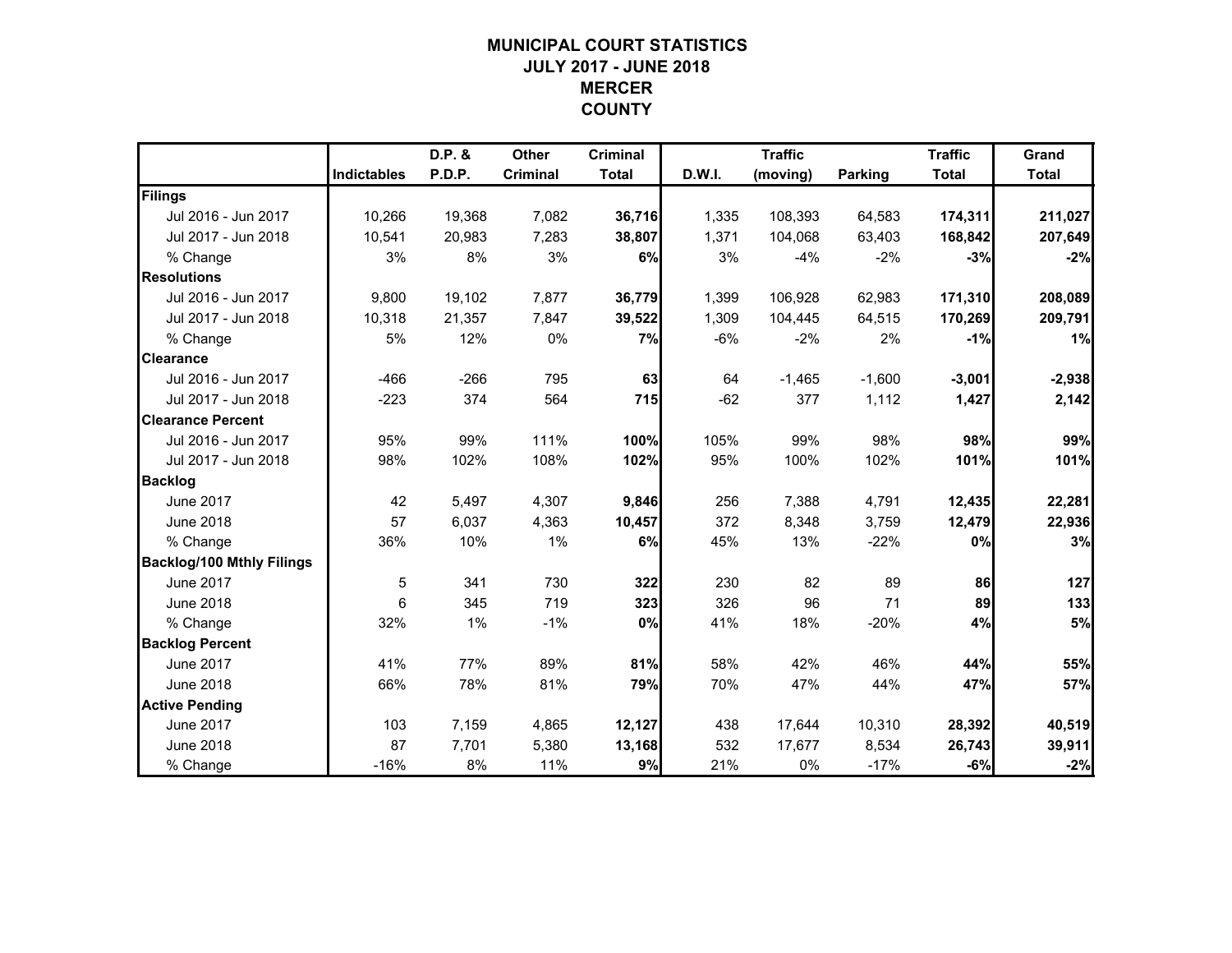# MUNICIPAL COURT STATISTICS
## JULY 2017 - JUNE 2018
## MERCER
## COUNTY

| | Indictables | D.P. & P.D.P. | Other Criminal | Criminal Total | D.W.I. | Traffic (moving) | Parking | Traffic Total | Grand Total |
|---|---|---|---|---|---|---|---|---|---|
| **Filings** | | | | | | | | | |
| Jul 2016 - Jun 2017 | 10,266 | 19,368 | 7,082 | **36,716** | 1,335 | 108,393 | 64,583 | **174,311** | **211,027** |
| Jul 2017 - Jun 2018 | 10,541 | 20,983 | 7,283 | **38,807** | 1,371 | 104,068 | 63,403 | **168,842** | **207,649** |
| % Change | 3% | 8% | 3% | **6%** | 3% | -4% | -2% | **-3%** | **-2%** |
| **Resolutions** | | | | | | | | | |
| Jul 2016 - Jun 2017 | 9,800 | 19,102 | 7,877 | **36,779** | 1,399 | 106,928 | 62,983 | **171,310** | **208,089** |
| Jul 2017 - Jun 2018 | 10,318 | 21,357 | 7,847 | **39,522** | 1,309 | 104,445 | 64,515 | **170,269** | **209,791** |
| % Change | 5% | 12% | 0% | **7%** | -6% | -2% | 2% | **-1%** | **1%** |
| **Clearance** | | | | | | | | | |
| Jul 2016 - Jun 2017 | -466 | -266 | 795 | **63** | 64 | -1,465 | -1,600 | **-3,001** | **-2,938** |
| Jul 2017 - Jun 2018 | -223 | 374 | 564 | **715** | -62 | 377 | 1,112 | **1,427** | **2,142** |
| **Clearance Percent** | | | | | | | | | |
| Jul 2016 - Jun 2017 | 95% | 99% | 111% | **100%** | 105% | 99% | 98% | **98%** | **99%** |
| Jul 2017 - Jun 2018 | 98% | 102% | 108% | **102%** | 95% | 100% | 102% | **101%** | **101%** |
| **Backlog** | | | | | | | | | |
| June 2017 | 42 | 5,497 | 4,307 | **9,846** | 256 | 7,388 | 4,791 | **12,435** | **22,281** |
| June 2018 | 57 | 6,037 | 4,363 | **10,457** | 372 | 8,348 | 3,759 | **12,479** | **22,936** |
| % Change | 36% | 10% | 1% | **6%** | 45% | 13% | -22% | **0%** | **3%** |
| **Backlog/100 Mthly Filings** | | | | | | | | | |
| June 2017 | 5 | 341 | 730 | **322** | 230 | 82 | 89 | **86** | **127** |
| June 2018 | 6 | 345 | 719 | **323** | 326 | 96 | 71 | **89** | **133** |
| % Change | 32% | 1% | -1% | **0%** | 41% | 18% | -20% | **4%** | **5%** |
| **Backlog Percent** | | | | | | | | | |
| June 2017 | 41% | 77% | 89% | **81%** | 58% | 42% | 46% | **44%** | **55%** |
| June 2018 | 66% | 78% | 81% | **79%** | 70% | 47% | 44% | **47%** | **57%** |
| **Active Pending** | | | | | | | | | |
| June 2017 | 103 | 7,159 | 4,865 | **12,127** | 438 | 17,644 | 10,310 | **28,392** | **40,519** |
| June 2018 | 87 | 7,701 | 5,380 | **13,168** | 532 | 17,677 | 8,534 | **26,743** | **39,911** |
| % Change | -16% | 8% | 11% | **9%** | 21% | 0% | -17% | **-6%** | **-2%** |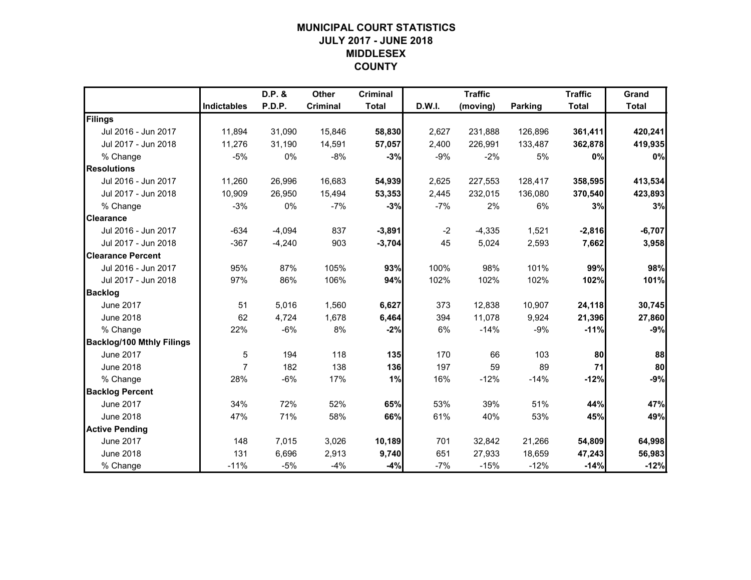# MUNICIPAL COURT STATISTICS
## JULY 2017 - JUNE 2018
## MIDDLESEX
## COUNTY

| | Indictables | D.P. & P.D.P. | Other Criminal | Criminal Total | D.W.I. | Traffic (moving) | Parking | Traffic Total | Grand Total |
|---|---|---|---|---|---|---|---|---|---|
| **Filings** | | | | | | | | | |
| Jul 2016 - Jun 2017 | 11,894 | 31,090 | 15,846 | **58,830** | 2,627 | 231,888 | 126,896 | **361,411** | **420,241** |
| Jul 2017 - Jun 2018 | 11,276 | 31,190 | 14,591 | **57,057** | 2,400 | 226,991 | 133,487 | **362,878** | **419,935** |
| % Change | -5% | 0% | -8% | **-3%** | -9% | -2% | 5% | **0%** | **0%** |
| **Resolutions** | | | | | | | | | |
| Jul 2016 - Jun 2017 | 11,260 | 26,996 | 16,683 | **54,939** | 2,625 | 227,553 | 128,417 | **358,595** | **413,534** |
| Jul 2017 - Jun 2018 | 10,909 | 26,950 | 15,494 | **53,353** | 2,445 | 232,015 | 136,080 | **370,540** | **423,893** |
| % Change | -3% | 0% | -7% | **-3%** | -7% | 2% | 6% | **3%** | **3%** |
| **Clearance** | | | | | | | | | |
| Jul 2016 - Jun 2017 | -634 | -4,094 | 837 | **-3,891** | -2 | -4,335 | 1,521 | **-2,816** | **-6,707** |
| Jul 2017 - Jun 2018 | -367 | -4,240 | 903 | **-3,704** | 45 | 5,024 | 2,593 | **7,662** | **3,958** |
| **Clearance Percent** | | | | | | | | | |
| Jul 2016 - Jun 2017 | 95% | 87% | 105% | **93%** | 100% | 98% | 101% | **99%** | **98%** |
| Jul 2017 - Jun 2018 | 97% | 86% | 106% | **94%** | 102% | 102% | 102% | **102%** | **101%** |
| **Backlog** | | | | | | | | | |
| June 2017 | 51 | 5,016 | 1,560 | **6,627** | 373 | 12,838 | 10,907 | **24,118** | **30,745** |
| June 2018 | 62 | 4,724 | 1,678 | **6,464** | 394 | 11,078 | 9,924 | **21,396** | **27,860** |
| % Change | 22% | -6% | 8% | **-2%** | 6% | -14% | -9% | **-11%** | **-9%** |
| **Backlog/100 Mthly Filings** | | | | | | | | | |
| June 2017 | 5 | 194 | 118 | **135** | 170 | 66 | 103 | **80** | **88** |
| June 2018 | 7 | 182 | 138 | **136** | 197 | 59 | 89 | **71** | **80** |
| % Change | 28% | -6% | 17% | **1%** | 16% | -12% | -14% | **-12%** | **-9%** |
| **Backlog Percent** | | | | | | | | | |
| June 2017 | 34% | 72% | 52% | **65%** | 53% | 39% | 51% | **44%** | **47%** |
| June 2018 | 47% | 71% | 58% | **66%** | 61% | 40% | 53% | **45%** | **49%** |
| **Active Pending** | | | | | | | | | |
| June 2017 | 148 | 7,015 | 3,026 | **10,189** | 701 | 32,842 | 21,266 | **54,809** | **64,998** |
| June 2018 | 131 | 6,696 | 2,913 | **9,740** | 651 | 27,933 | 18,659 | **47,243** | **56,983** |
| % Change | -11% | -5% | -4% | **-4%** | -7% | -15% | -12% | **-14%** | **-12%** |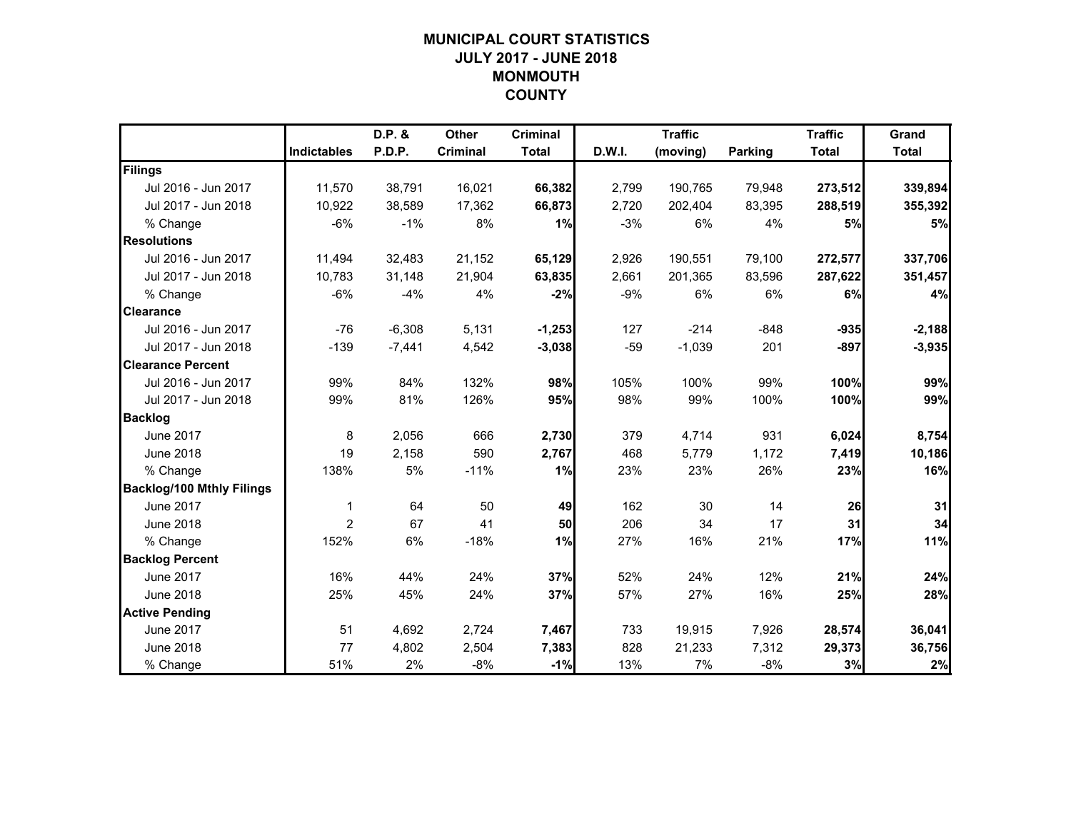# MUNICIPAL COURT STATISTICS
# JULY 2017 - JUNE 2018
# MONMOUTH
# COUNTY

| | Indictables | D.P. & P.D.P. | Other Criminal | Criminal Total | D.W.I. | Traffic (moving) | Parking | Traffic Total | Grand Total |
|---|---|---|---|---|---|---|---|---|---|
| **Filings** | | | | | | | | | |
| Jul 2016 - Jun 2017 | 11,570 | 38,791 | 16,021 | **66,382** | 2,799 | 190,765 | 79,948 | **273,512** | **339,894** |
| Jul 2017 - Jun 2018 | 10,922 | 38,589 | 17,362 | **66,873** | 2,720 | 202,404 | 83,395 | **288,519** | **355,392** |
| % Change | -6% | -1% | 8% | **1%** | -3% | 6% | 4% | **5%** | **5%** |
| **Resolutions** | | | | | | | | | |
| Jul 2016 - Jun 2017 | 11,494 | 32,483 | 21,152 | **65,129** | 2,926 | 190,551 | 79,100 | **272,577** | **337,706** |
| Jul 2017 - Jun 2018 | 10,783 | 31,148 | 21,904 | **63,835** | 2,661 | 201,365 | 83,596 | **287,622** | **351,457** |
| % Change | -6% | -4% | 4% | **-2%** | -9% | 6% | 6% | **6%** | **4%** |
| **Clearance** | | | | | | | | | |
| Jul 2016 - Jun 2017 | -76 | -6,308 | 5,131 | **-1,253** | 127 | -214 | -848 | **-935** | **-2,188** |
| Jul 2017 - Jun 2018 | -139 | -7,441 | 4,542 | **-3,038** | -59 | -1,039 | 201 | **-897** | **-3,935** |
| **Clearance Percent** | | | | | | | | | |
| Jul 2016 - Jun 2017 | 99% | 84% | 132% | **98%** | 105% | 100% | 99% | **100%** | **99%** |
| Jul 2017 - Jun 2018 | 99% | 81% | 126% | **95%** | 98% | 99% | 100% | **100%** | **99%** |
| **Backlog** | | | | | | | | | |
| June 2017 | 8 | 2,056 | 666 | **2,730** | 379 | 4,714 | 931 | **6,024** | **8,754** |
| June 2018 | 19 | 2,158 | 590 | **2,767** | 468 | 5,779 | 1,172 | **7,419** | **10,186** |
| % Change | 138% | 5% | -11% | **1%** | 23% | 23% | 26% | **23%** | **16%** |
| **Backlog/100 Mthly Filings** | | | | | | | | | |
| June 2017 | 1 | 64 | 50 | **49** | 162 | 30 | 14 | **26** | **31** |
| June 2018 | 2 | 67 | 41 | **50** | 206 | 34 | 17 | **31** | **34** |
| % Change | 152% | 6% | -18% | **1%** | 27% | 16% | 21% | **17%** | **11%** |
| **Backlog Percent** | | | | | | | | | |
| June 2017 | 16% | 44% | 24% | **37%** | 52% | 24% | 12% | **21%** | **24%** |
| June 2018 | 25% | 45% | 24% | **37%** | 57% | 27% | 16% | **25%** | **28%** |
| **Active Pending** | | | | | | | | | |
| June 2017 | 51 | 4,692 | 2,724 | **7,467** | 733 | 19,915 | 7,926 | **28,574** | **36,041** |
| June 2018 | 77 | 4,802 | 2,504 | **7,383** | 828 | 21,233 | 7,312 | **29,373** | **36,756** |
| % Change | 51% | 2% | -8% | **-1%** | 13% | 7% | -8% | **3%** | **2%** |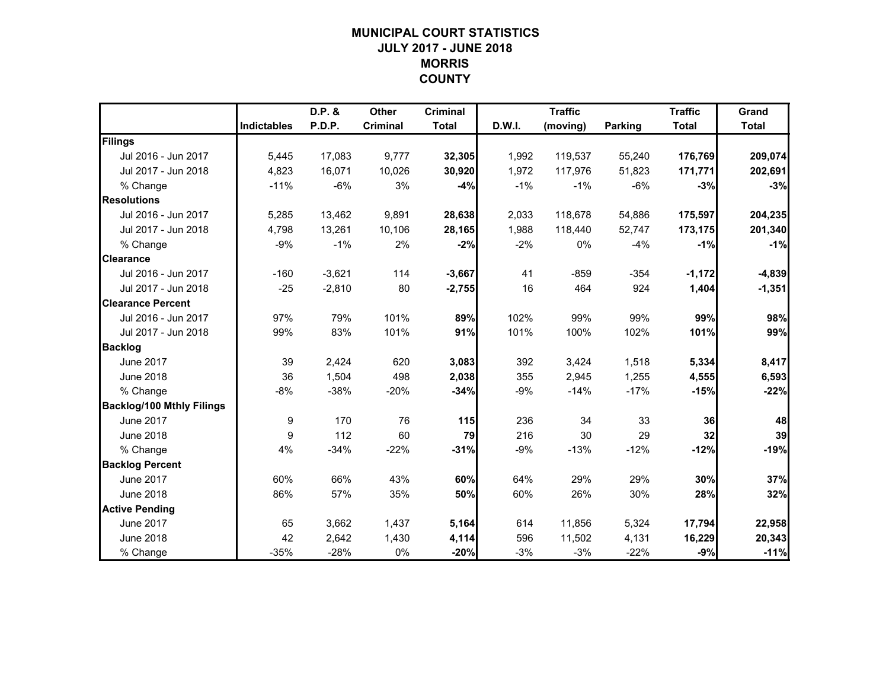# MUNICIPAL COURT STATISTICS
## JULY 2017 - JUNE 2018
## MORRIS COUNTY

| | Indictables | D.P. & P.D.P. | Other Criminal | Criminal Total | D.W.I. | Traffic (moving) | Parking | Traffic Total | Grand Total |
|---|---|---|---|---|---|---|---|---|---|
| **Filings** | | | | | | | | | |
| Jul 2016 - Jun 2017 | 5,445 | 17,083 | 9,777 | **32,305** | 1,992 | 119,537 | 55,240 | **176,769** | **209,074** |
| Jul 2017 - Jun 2018 | 4,823 | 16,071 | 10,026 | **30,920** | 1,972 | 117,976 | 51,823 | **171,771** | **202,691** |
| % Change | -11% | -6% | 3% | **-4%** | -1% | -1% | -6% | **-3%** | **-3%** |
| **Resolutions** | | | | | | | | | |
| Jul 2016 - Jun 2017 | 5,285 | 13,462 | 9,891 | **28,638** | 2,033 | 118,678 | 54,886 | **175,597** | **204,235** |
| Jul 2017 - Jun 2018 | 4,798 | 13,261 | 10,106 | **28,165** | 1,988 | 118,440 | 52,747 | **173,175** | **201,340** |
| % Change | -9% | -1% | 2% | **-2%** | -2% | 0% | -4% | **-1%** | **-1%** |
| **Clearance** | | | | | | | | | |
| Jul 2016 - Jun 2017 | -160 | -3,621 | 114 | **-3,667** | 41 | -859 | -354 | **-1,172** | **-4,839** |
| Jul 2017 - Jun 2018 | -25 | -2,810 | 80 | **-2,755** | 16 | 464 | 924 | **1,404** | **-1,351** |
| **Clearance Percent** | | | | | | | | | |
| Jul 2016 - Jun 2017 | 97% | 79% | 101% | **89%** | 102% | 99% | 99% | **99%** | **98%** |
| Jul 2017 - Jun 2018 | 99% | 83% | 101% | **91%** | 101% | 100% | 102% | **101%** | **99%** |
| **Backlog** | | | | | | | | | |
| June 2017 | 39 | 2,424 | 620 | **3,083** | 392 | 3,424 | 1,518 | **5,334** | **8,417** |
| June 2018 | 36 | 1,504 | 498 | **2,038** | 355 | 2,945 | 1,255 | **4,555** | **6,593** |
| % Change | -8% | -38% | -20% | **-34%** | -9% | -14% | -17% | **-15%** | **-22%** |
| **Backlog/100 Mthly Filings** | | | | | | | | | |
| June 2017 | 9 | 170 | 76 | **115** | 236 | 34 | 33 | **36** | **48** |
| June 2018 | 9 | 112 | 60 | **79** | 216 | 30 | 29 | **32** | **39** |
| % Change | 4% | -34% | -22% | **-31%** | -9% | -13% | -12% | **-12%** | **-19%** |
| **Backlog Percent** | | | | | | | | | |
| June 2017 | 60% | 66% | 43% | **60%** | 64% | 29% | 29% | **30%** | **37%** |
| June 2018 | 86% | 57% | 35% | **50%** | 60% | 26% | 30% | **28%** | **32%** |
| **Active Pending** | | | | | | | | | |
| June 2017 | 65 | 3,662 | 1,437 | **5,164** | 614 | 11,856 | 5,324 | **17,794** | **22,958** |
| June 2018 | 42 | 2,642 | 1,430 | **4,114** | 596 | 11,502 | 4,131 | **16,229** | **20,343** |
| % Change | -35% | -28% | 0% | **-20%** | -3% | -3% | -22% | **-9%** | **-11%** |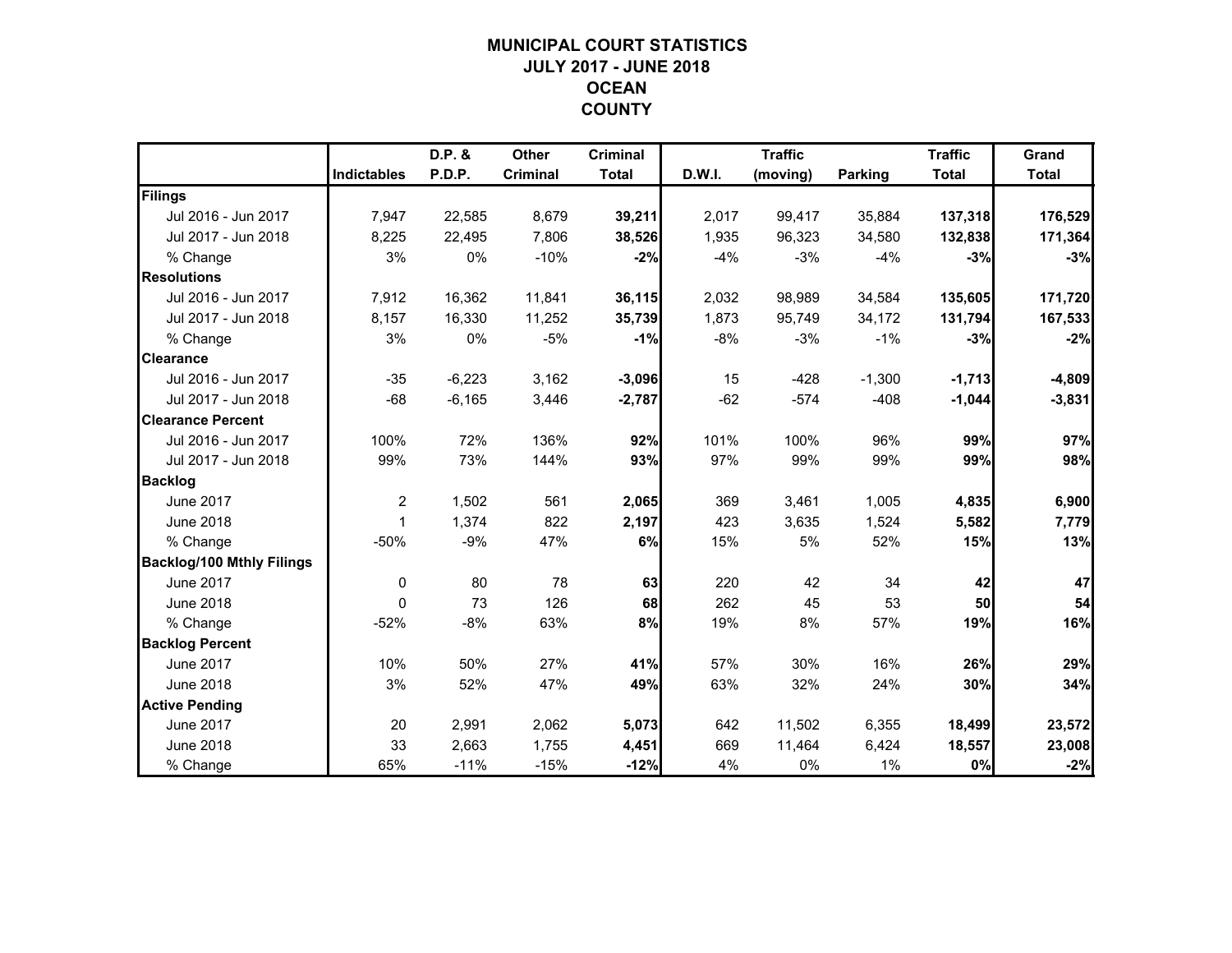# MUNICIPAL COURT STATISTICS
## JULY 2017 - JUNE 2018
## OCEAN
## COUNTY

| | Indictables | D.P. & P.D.P. | Other Criminal | Criminal Total | D.W.I. | Traffic (moving) | Parking | Traffic Total | Grand Total |
|---|---|---|---|---|---|---|---|---|---|
| **Filings** | | | | | | | | | |
| Jul 2016 - Jun 2017 | 7,947 | 22,585 | 8,679 | **39,211** | 2,017 | 99,417 | 35,884 | **137,318** | **176,529** |
| Jul 2017 - Jun 2018 | 8,225 | 22,495 | 7,806 | **38,526** | 1,935 | 96,323 | 34,580 | **132,838** | **171,364** |
| % Change | 3% | 0% | -10% | **-2%** | -4% | -3% | -4% | **-3%** | **-3%** |
| **Resolutions** | | | | | | | | | |
| Jul 2016 - Jun 2017 | 7,912 | 16,362 | 11,841 | **36,115** | 2,032 | 98,989 | 34,584 | **135,605** | **171,720** |
| Jul 2017 - Jun 2018 | 8,157 | 16,330 | 11,252 | **35,739** | 1,873 | 95,749 | 34,172 | **131,794** | **167,533** |
| % Change | 3% | 0% | -5% | **-1%** | -8% | -3% | -1% | **-3%** | **-2%** |
| **Clearance** | | | | | | | | | |
| Jul 2016 - Jun 2017 | -35 | -6,223 | 3,162 | **-3,096** | 15 | -428 | -1,300 | **-1,713** | **-4,809** |
| Jul 2017 - Jun 2018 | -68 | -6,165 | 3,446 | **-2,787** | -62 | -574 | -408 | **-1,044** | **-3,831** |
| **Clearance Percent** | | | | | | | | | |
| Jul 2016 - Jun 2017 | 100% | 72% | 136% | **92%** | 101% | 100% | 96% | **99%** | **97%** |
| Jul 2017 - Jun 2018 | 99% | 73% | 144% | **93%** | 97% | 99% | 99% | **99%** | **98%** |
| **Backlog** | | | | | | | | | |
| June 2017 | 2 | 1,502 | 561 | **2,065** | 369 | 3,461 | 1,005 | **4,835** | **6,900** |
| June 2018 | 1 | 1,374 | 822 | **2,197** | 423 | 3,635 | 1,524 | **5,582** | **7,779** |
| % Change | -50% | -9% | 47% | **6%** | 15% | 5% | 52% | **15%** | **13%** |
| **Backlog/100 Mthly Filings** | | | | | | | | | |
| June 2017 | 0 | 80 | 78 | **63** | 220 | 42 | 34 | **42** | **47** |
| June 2018 | 0 | 73 | 126 | **68** | 262 | 45 | 53 | **50** | **54** |
| % Change | -52% | -8% | 63% | **8%** | 19% | 8% | 57% | **19%** | **16%** |
| **Backlog Percent** | | | | | | | | | |
| June 2017 | 10% | 50% | 27% | **41%** | 57% | 30% | 16% | **26%** | **29%** |
| June 2018 | 3% | 52% | 47% | **49%** | 63% | 32% | 24% | **30%** | **34%** |
| **Active Pending** | | | | | | | | | |
| June 2017 | 20 | 2,991 | 2,062 | **5,073** | 642 | 11,502 | 6,355 | **18,499** | **23,572** |
| June 2018 | 33 | 2,663 | 1,755 | **4,451** | 669 | 11,464 | 6,424 | **18,557** | **23,008** |
| % Change | 65% | -11% | -15% | **-12%** | 4% | 0% | 1% | **0%** | **-2%** |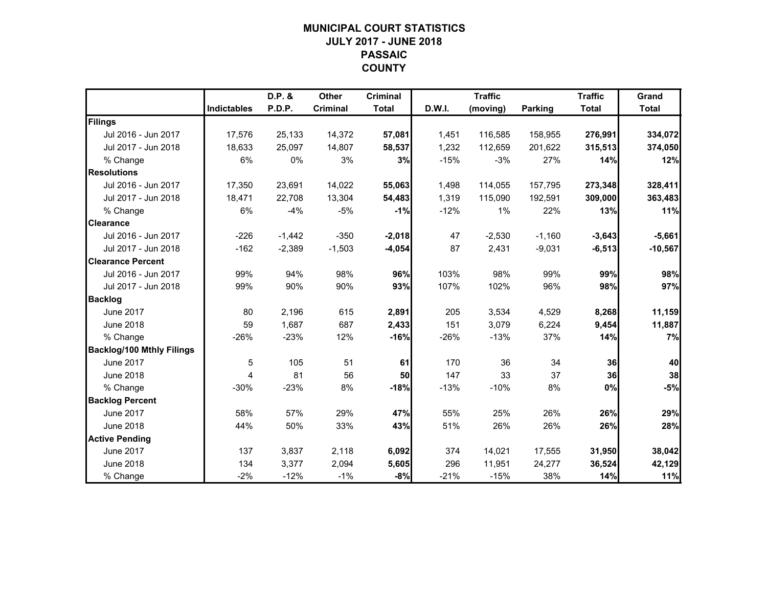# MUNICIPAL COURT STATISTICS
## JULY 2017 - JUNE 2018
## PASSAIC
## COUNTY

| | Indictables | D.P. & P.D.P. | Other Criminal | Criminal Total | D.W.I. | Traffic (moving) | Parking | Traffic Total | Grand Total |
|---|---|---|---|---|---|---|---|---|---|
| **Filings** | | | | | | | | | |
| Jul 2016 - Jun 2017 | 17,576 | 25,133 | 14,372 | **57,081** | 1,451 | 116,585 | 158,955 | **276,991** | **334,072** |
| Jul 2017 - Jun 2018 | 18,633 | 25,097 | 14,807 | **58,537** | 1,232 | 112,659 | 201,622 | **315,513** | **374,050** |
| % Change | 6% | 0% | 3% | **3%** | -15% | -3% | 27% | **14%** | **12%** |
| **Resolutions** | | | | | | | | | |
| Jul 2016 - Jun 2017 | 17,350 | 23,691 | 14,022 | **55,063** | 1,498 | 114,055 | 157,795 | **273,348** | **328,411** |
| Jul 2017 - Jun 2018 | 18,471 | 22,708 | 13,304 | **54,483** | 1,319 | 115,090 | 192,591 | **309,000** | **363,483** |
| % Change | 6% | -4% | -5% | **-1%** | -12% | 1% | 22% | **13%** | **11%** |
| **Clearance** | | | | | | | | | |
| Jul 2016 - Jun 2017 | -226 | -1,442 | -350 | **-2,018** | 47 | -2,530 | -1,160 | **-3,643** | **-5,661** |
| Jul 2017 - Jun 2018 | -162 | -2,389 | -1,503 | **-4,054** | 87 | 2,431 | -9,031 | **-6,513** | **-10,567** |
| **Clearance Percent** | | | | | | | | | |
| Jul 2016 - Jun 2017 | 99% | 94% | 98% | **96%** | 103% | 98% | 99% | **99%** | **98%** |
| Jul 2017 - Jun 2018 | 99% | 90% | 90% | **93%** | 107% | 102% | 96% | **98%** | **97%** |
| **Backlog** | | | | | | | | | |
| June 2017 | 80 | 2,196 | 615 | **2,891** | 205 | 3,534 | 4,529 | **8,268** | **11,159** |
| June 2018 | 59 | 1,687 | 687 | **2,433** | 151 | 3,079 | 6,224 | **9,454** | **11,887** |
| % Change | -26% | -23% | 12% | **-16%** | -26% | -13% | 37% | **14%** | **7%** |
| **Backlog/100 Mthly Filings** | | | | | | | | | |
| June 2017 | 5 | 105 | 51 | **61** | 170 | 36 | 34 | **36** | **40** |
| June 2018 | 4 | 81 | 56 | **50** | 147 | 33 | 37 | **36** | **38** |
| % Change | -30% | -23% | 8% | **-18%** | -13% | -10% | 8% | **0%** | **-5%** |
| **Backlog Percent** | | | | | | | | | |
| June 2017 | 58% | 57% | 29% | **47%** | 55% | 25% | 26% | **26%** | **29%** |
| June 2018 | 44% | 50% | 33% | **43%** | 51% | 26% | 26% | **26%** | **28%** |
| **Active Pending** | | | | | | | | | |
| June 2017 | 137 | 3,837 | 2,118 | **6,092** | 374 | 14,021 | 17,555 | **31,950** | **38,042** |
| June 2018 | 134 | 3,377 | 2,094 | **5,605** | 296 | 11,951 | 24,277 | **36,524** | **42,129** |
| % Change | -2% | -12% | -1% | **-8%** | -21% | -15% | 38% | **14%** | **11%** |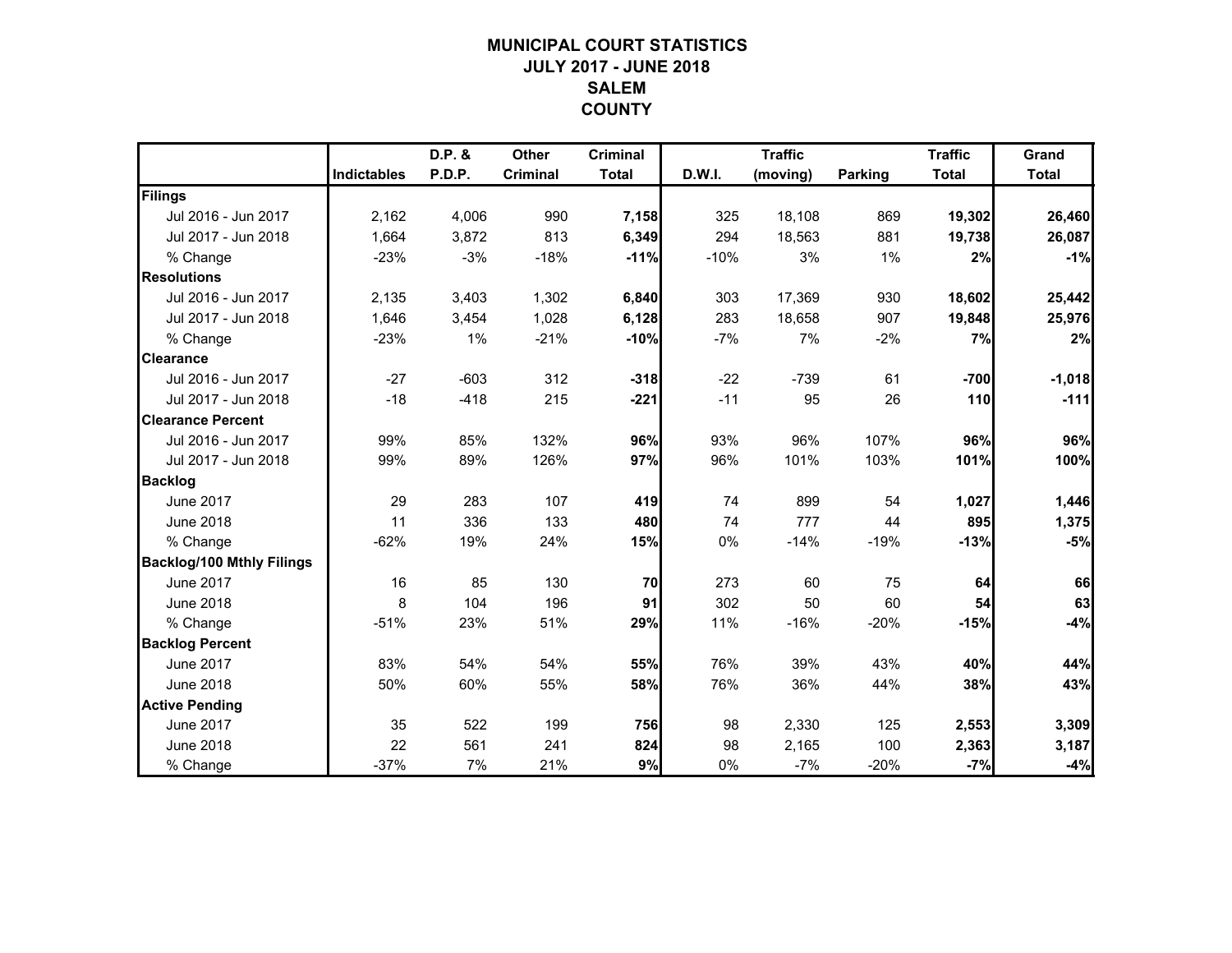# MUNICIPAL COURT STATISTICS
## JULY 2017 - JUNE 2018
## SALEM
## COUNTY

| | Indictables | D.P. & P.D.P. | Other Criminal | Criminal Total | D.W.I. | Traffic (moving) | Parking | Traffic Total | Grand Total |
|---|---|---|---|---|---|---|---|---|---|
| **Filings** | | | | | | | | | |
| Jul 2016 - Jun 2017 | 2,162 | 4,006 | 990 | **7,158** | 325 | 18,108 | 869 | **19,302** | **26,460** |
| Jul 2017 - Jun 2018 | 1,664 | 3,872 | 813 | **6,349** | 294 | 18,563 | 881 | **19,738** | **26,087** |
| % Change | -23% | -3% | -18% | **-11%** | -10% | 3% | 1% | **2%** | **-1%** |
| **Resolutions** | | | | | | | | | |
| Jul 2016 - Jun 2017 | 2,135 | 3,403 | 1,302 | **6,840** | 303 | 17,369 | 930 | **18,602** | **25,442** |
| Jul 2017 - Jun 2018 | 1,646 | 3,454 | 1,028 | **6,128** | 283 | 18,658 | 907 | **19,848** | **25,976** |
| % Change | -23% | 1% | -21% | **-10%** | -7% | 7% | -2% | **7%** | **2%** |
| **Clearance** | | | | | | | | | |
| Jul 2016 - Jun 2017 | -27 | -603 | 312 | **-318** | -22 | -739 | 61 | **-700** | **-1,018** |
| Jul 2017 - Jun 2018 | -18 | -418 | 215 | **-221** | -11 | 95 | 26 | **110** | **-111** |
| **Clearance Percent** | | | | | | | | | |
| Jul 2016 - Jun 2017 | 99% | 85% | 132% | **96%** | 93% | 96% | 107% | **96%** | **96%** |
| Jul 2017 - Jun 2018 | 99% | 89% | 126% | **97%** | 96% | 101% | 103% | **101%** | **100%** |
| **Backlog** | | | | | | | | | |
| June 2017 | 29 | 283 | 107 | **419** | 74 | 899 | 54 | **1,027** | **1,446** |
| June 2018 | 11 | 336 | 133 | **480** | 74 | 777 | 44 | **895** | **1,375** |
| % Change | -62% | 19% | 24% | **15%** | 0% | -14% | -19% | **-13%** | **-5%** |
| **Backlog/100 Mthly Filings** | | | | | | | | | |
| June 2017 | 16 | 85 | 130 | **70** | 273 | 60 | 75 | **64** | **66** |
| June 2018 | 8 | 104 | 196 | **91** | 302 | 50 | 60 | **54** | **63** |
| % Change | -51% | 23% | 51% | **29%** | 11% | -16% | -20% | **-15%** | **-4%** |
| **Backlog Percent** | | | | | | | | | |
| June 2017 | 83% | 54% | 54% | **55%** | 76% | 39% | 43% | **40%** | **44%** |
| June 2018 | 50% | 60% | 55% | **58%** | 76% | 36% | 44% | **38%** | **43%** |
| **Active Pending** | | | | | | | | | |
| June 2017 | 35 | 522 | 199 | **756** | 98 | 2,330 | 125 | **2,553** | **3,309** |
| June 2018 | 22 | 561 | 241 | **824** | 98 | 2,165 | 100 | **2,363** | **3,187** |
| % Change | -37% | 7% | 21% | **9%** | 0% | -7% | -20% | **-7%** | **-4%** |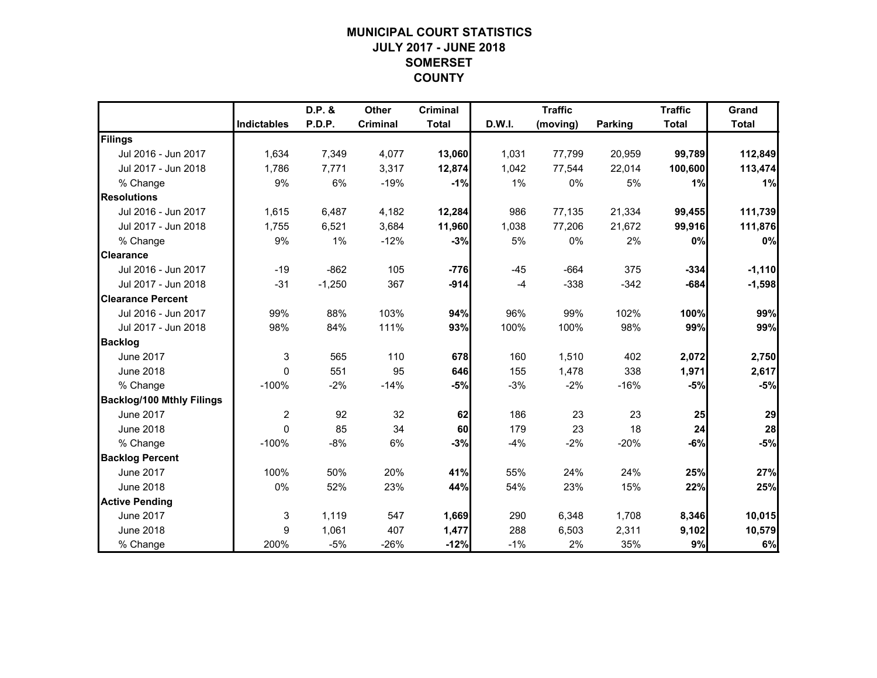# MUNICIPAL COURT STATISTICS
## JULY 2017 - JUNE 2018
## SOMERSET COUNTY

| | Indictables | D.P. & P.D.P. | Other Criminal | Criminal Total | D.W.I. | Traffic (moving) | Parking | Traffic Total | Grand Total |
|---|---|---|---|---|---|---|---|---|---|
| **Filings** | | | | | | | | | |
| Jul 2016 - Jun 2017 | 1,634 | 7,349 | 4,077 | **13,060** | 1,031 | 77,799 | 20,959 | **99,789** | **112,849** |
| Jul 2017 - Jun 2018 | 1,786 | 7,771 | 3,317 | **12,874** | 1,042 | 77,544 | 22,014 | **100,600** | **113,474** |
| % Change | 9% | 6% | -19% | **-1%** | 1% | 0% | 5% | **1%** | **1%** |
| **Resolutions** | | | | | | | | | |
| Jul 2016 - Jun 2017 | 1,615 | 6,487 | 4,182 | **12,284** | 986 | 77,135 | 21,334 | **99,455** | **111,739** |
| Jul 2017 - Jun 2018 | 1,755 | 6,521 | 3,684 | **11,960** | 1,038 | 77,206 | 21,672 | **99,916** | **111,876** |
| % Change | 9% | 1% | -12% | **-3%** | 5% | 0% | 2% | **0%** | **0%** |
| **Clearance** | | | | | | | | | |
| Jul 2016 - Jun 2017 | -19 | -862 | 105 | **-776** | -45 | -664 | 375 | **-334** | **-1,110** |
| Jul 2017 - Jun 2018 | -31 | -1,250 | 367 | **-914** | -4 | -338 | -342 | **-684** | **-1,598** |
| **Clearance Percent** | | | | | | | | | |
| Jul 2016 - Jun 2017 | 99% | 88% | 103% | **94%** | 96% | 99% | 102% | **100%** | **99%** |
| Jul 2017 - Jun 2018 | 98% | 84% | 111% | **93%** | 100% | 100% | 98% | **99%** | **99%** |
| **Backlog** | | | | | | | | | |
| June 2017 | 3 | 565 | 110 | **678** | 160 | 1,510 | 402 | **2,072** | **2,750** |
| June 2018 | 0 | 551 | 95 | **646** | 155 | 1,478 | 338 | **1,971** | **2,617** |
| % Change | -100% | -2% | -14% | **-5%** | -3% | -2% | -16% | **-5%** | **-5%** |
| **Backlog/100 Mthly Filings** | | | | | | | | | |
| June 2017 | 2 | 92 | 32 | **62** | 186 | 23 | 23 | **25** | **29** |
| June 2018 | 0 | 85 | 34 | **60** | 179 | 23 | 18 | **24** | **28** |
| % Change | -100% | -8% | 6% | **-3%** | -4% | -2% | -20% | **-6%** | **-5%** |
| **Backlog Percent** | | | | | | | | | |
| June 2017 | 100% | 50% | 20% | **41%** | 55% | 24% | 24% | **25%** | **27%** |
| June 2018 | 0% | 52% | 23% | **44%** | 54% | 23% | 15% | **22%** | **25%** |
| **Active Pending** | | | | | | | | | |
| June 2017 | 3 | 1,119 | 547 | **1,669** | 290 | 6,348 | 1,708 | **8,346** | **10,015** |
| June 2018 | 9 | 1,061 | 407 | **1,477** | 288 | 6,503 | 2,311 | **9,102** | **10,579** |
| % Change | 200% | -5% | -26% | **-12%** | -1% | 2% | 35% | **9%** | **6%** |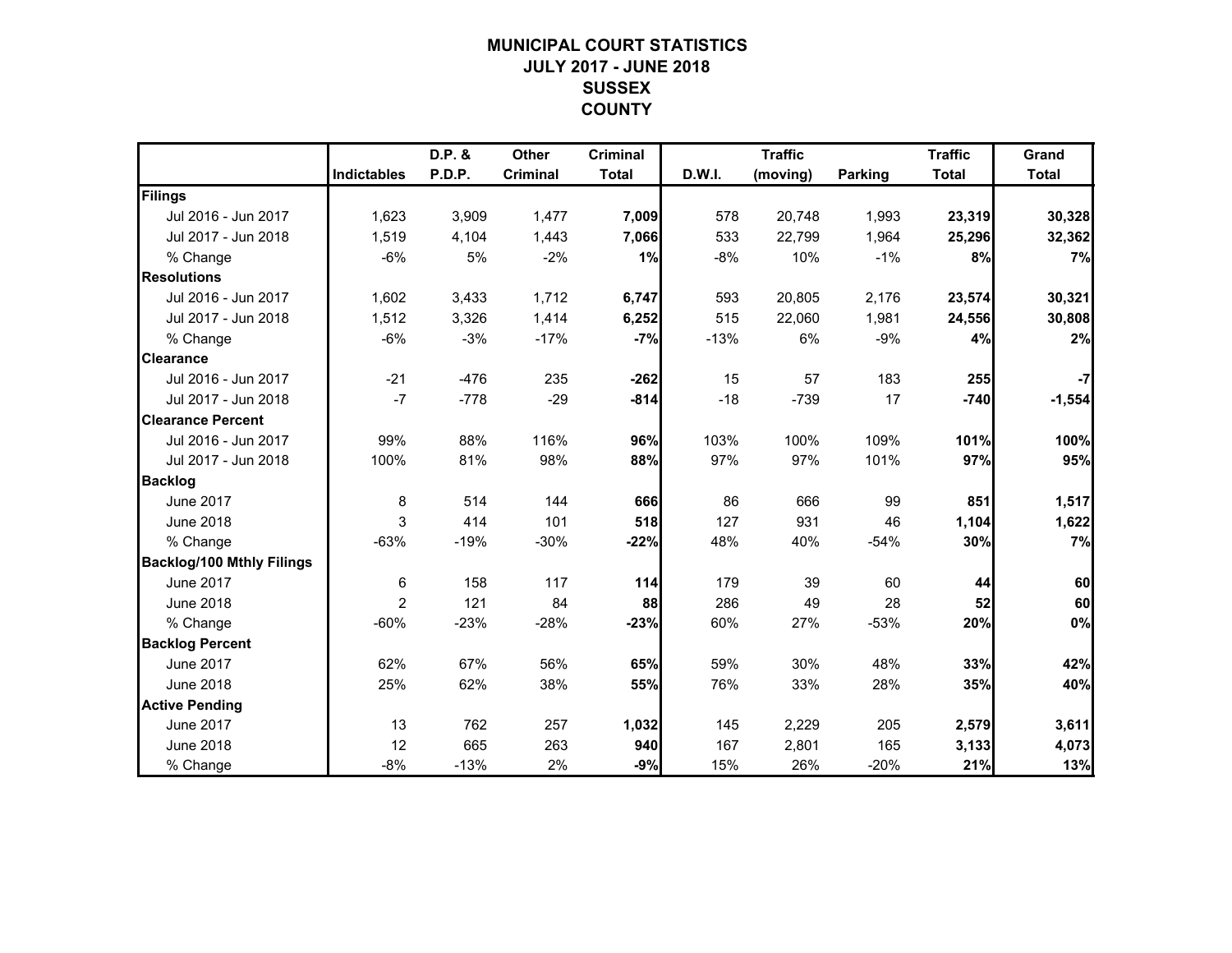# MUNICIPAL COURT STATISTICS
# JULY 2017 - JUNE 2018
# SUSSEX
# COUNTY

| | Indictables | D.P. & P.D.P. | Other Criminal | Criminal Total | D.W.I. | Traffic (moving) | Parking | Traffic Total | Grand Total |
|---|---|---|---|---|---|---|---|---|---|
| **Filings** | | | | | | | | | |
| Jul 2016 - Jun 2017 | 1,623 | 3,909 | 1,477 | **7,009** | 578 | 20,748 | 1,993 | **23,319** | **30,328** |
| Jul 2017 - Jun 2018 | 1,519 | 4,104 | 1,443 | **7,066** | 533 | 22,799 | 1,964 | **25,296** | **32,362** |
| % Change | -6% | 5% | -2% | **1%** | -8% | 10% | -1% | **8%** | **7%** |
| **Resolutions** | | | | | | | | | |
| Jul 2016 - Jun 2017 | 1,602 | 3,433 | 1,712 | **6,747** | 593 | 20,805 | 2,176 | **23,574** | **30,321** |
| Jul 2017 - Jun 2018 | 1,512 | 3,326 | 1,414 | **6,252** | 515 | 22,060 | 1,981 | **24,556** | **30,808** |
| % Change | -6% | -3% | -17% | **-7%** | -13% | 6% | -9% | **4%** | **2%** |
| **Clearance** | | | | | | | | | |
| Jul 2016 - Jun 2017 | -21 | -476 | 235 | **-262** | 15 | 57 | 183 | **255** | **-7** |
| Jul 2017 - Jun 2018 | -7 | -778 | -29 | **-814** | -18 | -739 | 17 | **-740** | **-1,554** |
| **Clearance Percent** | | | | | | | | | |
| Jul 2016 - Jun 2017 | 99% | 88% | 116% | **96%** | 103% | 100% | 109% | **101%** | **100%** |
| Jul 2017 - Jun 2018 | 100% | 81% | 98% | **88%** | 97% | 97% | 101% | **97%** | **95%** |
| **Backlog** | | | | | | | | | |
| June 2017 | 8 | 514 | 144 | **666** | 86 | 666 | 99 | **851** | **1,517** |
| June 2018 | 3 | 414 | 101 | **518** | 127 | 931 | 46 | **1,104** | **1,622** |
| % Change | -63% | -19% | -30% | **-22%** | 48% | 40% | -54% | **30%** | **7%** |
| **Backlog/100 Mthly Filings** | | | | | | | | | |
| June 2017 | 6 | 158 | 117 | **114** | 179 | 39 | 60 | **44** | **60** |
| June 2018 | 2 | 121 | 84 | **88** | 286 | 49 | 28 | **52** | **60** |
| % Change | -60% | -23% | -28% | **-23%** | 60% | 27% | -53% | **20%** | **0%** |
| **Backlog Percent** | | | | | | | | | |
| June 2017 | 62% | 67% | 56% | **65%** | 59% | 30% | 48% | **33%** | **42%** |
| June 2018 | 25% | 62% | 38% | **55%** | 76% | 33% | 28% | **35%** | **40%** |
| **Active Pending** | | | | | | | | | |
| June 2017 | 13 | 762 | 257 | **1,032** | 145 | 2,229 | 205 | **2,579** | **3,611** |
| June 2018 | 12 | 665 | 263 | **940** | 167 | 2,801 | 165 | **3,133** | **4,073** |
| % Change | -8% | -13% | 2% | **-9%** | 15% | 26% | -20% | **21%** | **13%** |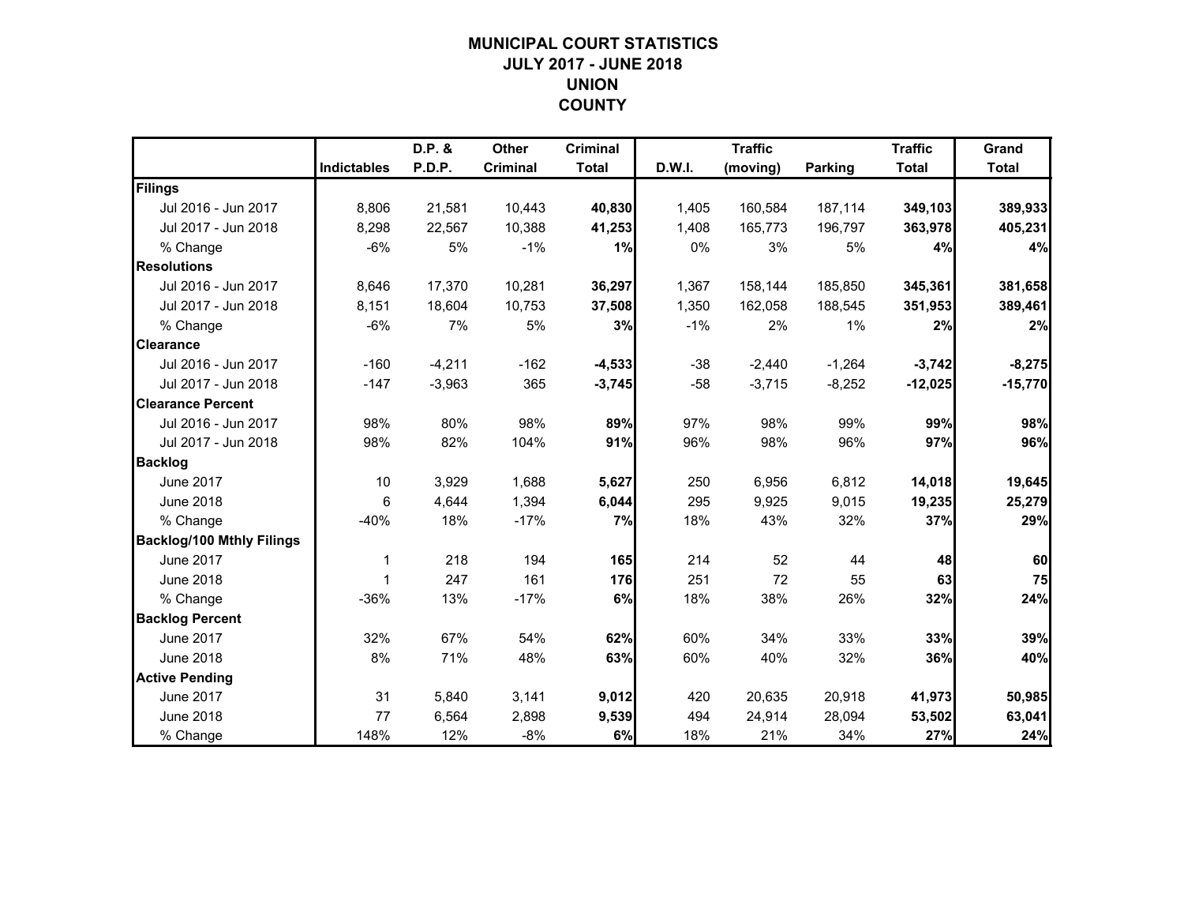# MUNICIPAL COURT STATISTICS
## JULY 2017 - JUNE 2018
## UNION
## COUNTY

| | Indictables | D.P. & P.D.P. | Other Criminal | Criminal Total | D.W.I. | Traffic (moving) | Parking | Traffic Total | Grand Total |
|---|---|---|---|---|---|---|---|---|---|
| **Filings** | | | | | | | | | |
| Jul 2016 - Jun 2017 | 8,806 | 21,581 | 10,443 | **40,830** | 1,405 | 160,584 | 187,114 | **349,103** | **389,933** |
| Jul 2017 - Jun 2018 | 8,298 | 22,567 | 10,388 | **41,253** | 1,408 | 165,773 | 196,797 | **363,978** | **405,231** |
| % Change | -6% | 5% | -1% | **1%** | 0% | 3% | 5% | **4%** | **4%** |
| **Resolutions** | | | | | | | | | |
| Jul 2016 - Jun 2017 | 8,646 | 17,370 | 10,281 | **36,297** | 1,367 | 158,144 | 185,850 | **345,361** | **381,658** |
| Jul 2017 - Jun 2018 | 8,151 | 18,604 | 10,753 | **37,508** | 1,350 | 162,058 | 188,545 | **351,953** | **389,461** |
| % Change | -6% | 7% | 5% | **3%** | -1% | 2% | 1% | **2%** | **2%** |
| **Clearance** | | | | | | | | | |
| Jul 2016 - Jun 2017 | -160 | -4,211 | -162 | **-4,533** | -38 | -2,440 | -1,264 | **-3,742** | **-8,275** |
| Jul 2017 - Jun 2018 | -147 | -3,963 | 365 | **-3,745** | -58 | -3,715 | -8,252 | **-12,025** | **-15,770** |
| **Clearance Percent** | | | | | | | | | |
| Jul 2016 - Jun 2017 | 98% | 80% | 98% | **89%** | 97% | 98% | 99% | **99%** | **98%** |
| Jul 2017 - Jun 2018 | 98% | 82% | 104% | **91%** | 96% | 98% | 96% | **97%** | **96%** |
| **Backlog** | | | | | | | | | |
| June 2017 | 10 | 3,929 | 1,688 | **5,627** | 250 | 6,956 | 6,812 | **14,018** | **19,645** |
| June 2018 | 6 | 4,644 | 1,394 | **6,044** | 295 | 9,925 | 9,015 | **19,235** | **25,279** |
| % Change | -40% | 18% | -17% | **7%** | 18% | 43% | 32% | **37%** | **29%** |
| **Backlog/100 Mthly Filings** | | | | | | | | | |
| June 2017 | 1 | 218 | 194 | **165** | 214 | 52 | 44 | **48** | **60** |
| June 2018 | 1 | 247 | 161 | **176** | 251 | 72 | 55 | **63** | **75** |
| % Change | -36% | 13% | -17% | **6%** | 18% | 38% | 26% | **32%** | **24%** |
| **Backlog Percent** | | | | | | | | | |
| June 2017 | 32% | 67% | 54% | **62%** | 60% | 34% | 33% | **33%** | **39%** |
| June 2018 | 8% | 71% | 48% | **63%** | 60% | 40% | 32% | **36%** | **40%** |
| **Active Pending** | | | | | | | | | |
| June 2017 | 31 | 5,840 | 3,141 | **9,012** | 420 | 20,635 | 20,918 | **41,973** | **50,985** |
| June 2018 | 77 | 6,564 | 2,898 | **9,539** | 494 | 24,914 | 28,094 | **53,502** | **63,041** |
| % Change | 148% | 12% | -8% | **6%** | 18% | 21% | 34% | **27%** | **24%** |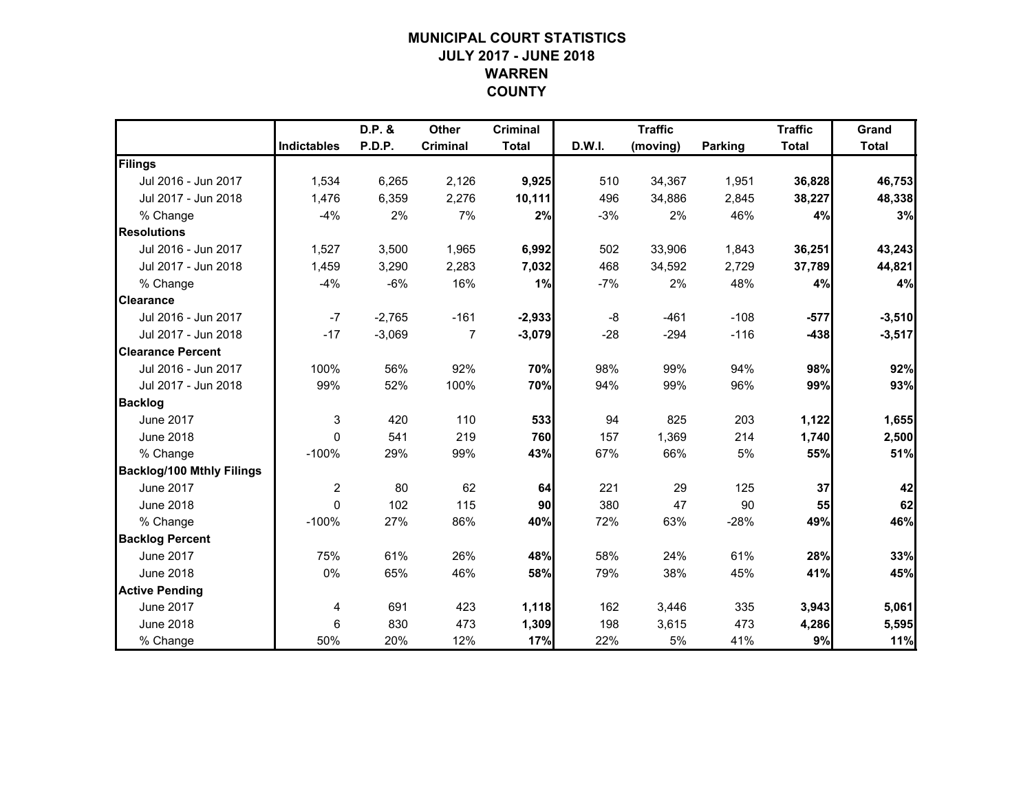# MUNICIPAL COURT STATISTICS
## JULY 2017 - JUNE 2018
## WARREN COUNTY

| | Indictables | D.P. & P.D.P. | Other Criminal | Criminal Total | D.W.I. | Traffic (moving) | Parking | Traffic Total | Grand Total |
|---|---|---|---|---|---|---|---|---|---|
| **Filings** | | | | | | | | | |
| Jul 2016 - Jun 2017 | 1,534 | 6,265 | 2,126 | **9,925** | 510 | 34,367 | 1,951 | **36,828** | **46,753** |
| Jul 2017 - Jun 2018 | 1,476 | 6,359 | 2,276 | **10,111** | 496 | 34,886 | 2,845 | **38,227** | **48,338** |
| % Change | -4% | 2% | 7% | **2%** | -3% | 2% | 46% | **4%** | **3%** |
| **Resolutions** | | | | | | | | | |
| Jul 2016 - Jun 2017 | 1,527 | 3,500 | 1,965 | **6,992** | 502 | 33,906 | 1,843 | **36,251** | **43,243** |
| Jul 2017 - Jun 2018 | 1,459 | 3,290 | 2,283 | **7,032** | 468 | 34,592 | 2,729 | **37,789** | **44,821** |
| % Change | -4% | -6% | 16% | **1%** | -7% | 2% | 48% | **4%** | **4%** |
| **Clearance** | | | | | | | | | |
| Jul 2016 - Jun 2017 | -7 | -2,765 | -161 | **-2,933** | -8 | -461 | -108 | **-577** | **-3,510** |
| Jul 2017 - Jun 2018 | -17 | -3,069 | 7 | **-3,079** | -28 | -294 | -116 | **-438** | **-3,517** |
| **Clearance Percent** | | | | | | | | | |
| Jul 2016 - Jun 2017 | 100% | 56% | 92% | **70%** | 98% | 99% | 94% | **98%** | **92%** |
| Jul 2017 - Jun 2018 | 99% | 52% | 100% | **70%** | 94% | 99% | 96% | **99%** | **93%** |
| **Backlog** | | | | | | | | | |
| June 2017 | 3 | 420 | 110 | **533** | 94 | 825 | 203 | **1,122** | **1,655** |
| June 2018 | 0 | 541 | 219 | **760** | 157 | 1,369 | 214 | **1,740** | **2,500** |
| % Change | -100% | 29% | 99% | **43%** | 67% | 66% | 5% | **55%** | **51%** |
| **Backlog/100 Mthly Filings** | | | | | | | | | |
| June 2017 | 2 | 80 | 62 | **64** | 221 | 29 | 125 | **37** | **42** |
| June 2018 | 0 | 102 | 115 | **90** | 380 | 47 | 90 | **55** | **62** |
| % Change | -100% | 27% | 86% | **40%** | 72% | 63% | -28% | **49%** | **46%** |
| **Backlog Percent** | | | | | | | | | |
| June 2017 | 75% | 61% | 26% | **48%** | 58% | 24% | 61% | **28%** | **33%** |
| June 2018 | 0% | 65% | 46% | **58%** | 79% | 38% | 45% | **41%** | **45%** |
| **Active Pending** | | | | | | | | | |
| June 2017 | 4 | 691 | 423 | **1,118** | 162 | 3,446 | 335 | **3,943** | **5,061** |
| June 2018 | 6 | 830 | 473 | **1,309** | 198 | 3,615 | 473 | **4,286** | **5,595** |
| % Change | 50% | 20% | 12% | **17%** | 22% | 5% | 41% | **9%** | **11%** |